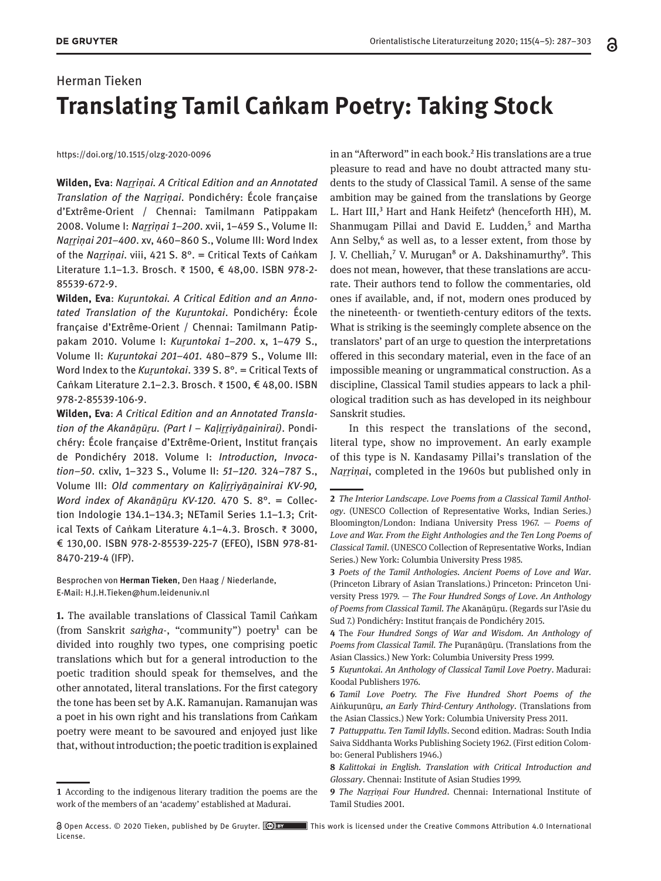Herman Tieken

# Translating Tamil Caṅkam Poetry: Taking Stock

https://doi.org/10.1515/olzg-2020-0096

**Wilden, Eva**: *Naṟṟiṇai. A Critical Edition and an Annotated Translation of the Naṟṟiṇai*. Pondichéry: École française d'Extrême-Orient / Chennai: Tamilmann Patippakam 2008. Volume I: *Naṟṟiṇai 1–200*. xvii, 1–459 S., Volume II: *Naṟṟiṇai 201–400*. xv, 460–860 S., Volume III: Word Index of the *Naṟṟiṇai*. viii, 421 S. 8°. = Critical Texts of Caṅkam Literature 1.1–1.3. Brosch. ₹ 1500, € 48,00. ISBN 978-2-85539-672-9.

**Wilden, Eva**: *Kuṟuntokai. A Critical Edition and an Annotated Translation of the Kuṟuntokai*. Pondichéry: École française d'Extrême-Orient / Chennai: Tamilmann Patippakam 2010. Volume I: *Kuṟuntokai 1–200*. x, 1–479 S., Volume II: *Kuṟuntokai 201–401*. 480–879 S., Volume III: Word Index to the *Kuṟuntokai*. 339 S. 8°. = Critical Texts of Caṅkam Literature 2.1–2.3. Brosch. ₹ 1500, € 48,00. ISBN 978-2-85539-106-9.

**Wilden, Eva**: *A Critical Edition and an Annotated Translation of the Akanāṉūṟu. (Part I – Kaḷiṟṟiyāṉainirai)*. Pondichéry: École française d'Extrême-Orient, Institut français de Pondichéry 2018. Volume I: *Introduction, Invocation–50*. cxliv, 1–323 S., Volume II: *51–120*. 324–787 S., Volume III: *Old commentary on Kaḷiṟṟiyāṉainirai KV-90, Word index of Akanāṉūṟu KV-120*. 470 S. 8°. = Collection Indologie 134.1–134.3; NETamil Series 1.1–1.3; Critical Texts of Caṅkam Literature 4.1–4.3. Brosch. ₹ 3000, € 130,00. ISBN 978-2-85539-225-7 (EFEO), ISBN 978-81-8470-219-4 (IFP).

Besprochen von **Herman Tieken**, Den Haag / Niederlande, E-Mail: H.J.H.Tieken@hum.leidenuniv.nl

**1.** The available translations of Classical Tamil Caṅkam (from Sanskrit *saṅgha-*, "community") poetry[1] can be divided into roughly two types, one comprising poetic translations which but for a general introduction to the poetic tradition should speak for themselves, and the other annotated, literal translations. For the first category the tone has been set by A.K. Ramanujan. Ramanujan was a poet in his own right and his translations from Caṅkam poetry were meant to be savoured and enjoyed just like that, without introduction; the poetic tradition is explained in an "Afterword" in each book.[2] His translations are a true pleasure to read and have no doubt attracted many students to the study of Classical Tamil. A sense of the same ambition may be gained from the translations by George L. Hart III,[3] Hart and Hank Heifetz[4] (henceforth HH), M. Shanmugam Pillai and David E. Ludden,[5] and Martha Ann Selby,[6] as well as, to a lesser extent, from those by J. V. Chelliah,[7] V. Murugan[8] or A. Dakshinamurthy[9]. This does not mean, however, that these translations are accurate. Their authors tend to follow the commentaries, old ones if available, and, if not, modern ones produced by the nineteenth- or twentieth-century editors of the texts. What is striking is the seemingly complete absence on the translators' part of an urge to question the interpretations offered in this secondary material, even in the face of an impossible meaning or ungrammatical construction. As a discipline, Classical Tamil studies appears to lack a philological tradition such as has developed in its neighbour Sanskrit studies.

In this respect the translations of the second, literal type, show no improvement. An early example of this type is N. Kandasamy Pillai's translation of the *Naṟṟiṇai*, completed in the 1960s but published only in

---

1 According to the indigenous literary tradition the poems are the work of the members of an 'academy' established at Madurai.

2 *The Interior Landscape. Love Poems from a Classical Tamil Anthology*. (UNESCO Collection of Representative Works, Indian Series.) Bloomington/London: Indiana University Press 1967. — *Poems of Love and War. From the Eight Anthologies and the Ten Long Poems of Classical Tamil*. (UNESCO Collection of Representative Works, Indian Series.) New York: Columbia University Press 1985.

3 *Poets of the Tamil Anthologies. Ancient Poems of Love and War*. (Princeton Library of Asian Translations.) Princeton: Princeton University Press 1979. — *The Four Hundred Songs of Love. An Anthology of Poems from Classical Tamil. The* Akanāṉūṟu. (Regards sur l'Asie du Sud 7.) Pondichéry: Institut français de Pondichéry 2015.

4 The *Four Hundred Songs of War and Wisdom. An Anthology of Poems from Classical Tamil. The* Puṟanāṉūṟu. (Translations from the Asian Classics.) New York: Columbia University Press 1999.

5 *Kuṟuntokai. An Anthology of Classical Tamil Love Poetry*. Madurai: Koodal Publishers 1976.

6 *Tamil Love Poetry. The Five Hundred Short Poems of the* Aiṅkuṟunūṟu, *an Early Third-Century Anthology*. (Translations from the Asian Classics.) New York: Columbia University Press 2011.

7 *Pattuppattu. Ten Tamil Idylls*. Second edition. Madras: South India Saiva Siddhanta Works Publishing Society 1962. (First edition Colombo: General Publishers 1946.)

8 *Kalittokai in English. Translation with Critical Introduction and Glossary*. Chennai: Institute of Asian Studies 1999.

9 *The Naṟṟiṇai Four Hundred*. Chennai: International Institute of Tamil Studies 2001.

Open Access. © 2020 Tieken, published by De Gruyter. This work is licensed under the Creative Commons Attribution 4.0 International License.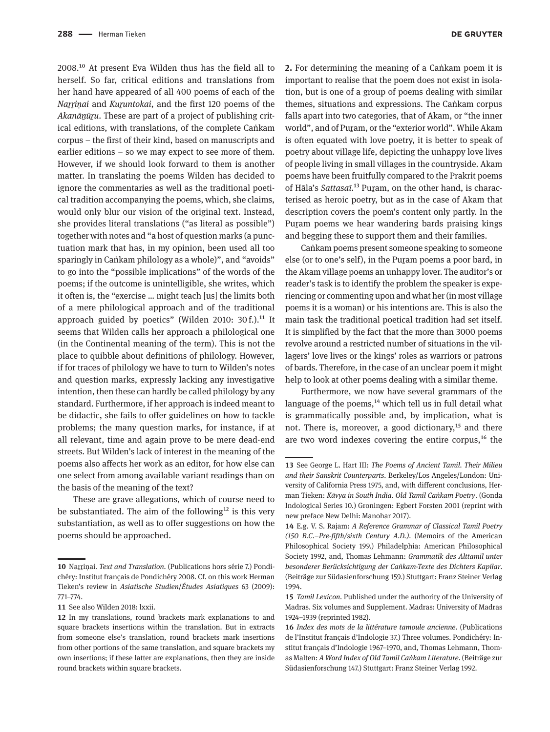2008.[10] At present Eva Wilden thus has the field all to herself. So far, critical editions and translations from her hand have appeared of all 400 poems of each of the *Naṟṟiṇai* and *Kuṟuntokai*, and the first 120 poems of the *Akanāṉūṟu*. These are part of a project of publishing critical editions, with translations, of the complete Caṅkam corpus – the first of their kind, based on manuscripts and earlier editions – so we may expect to see more of them. However, if we should look forward to them is another matter. In translating the poems Wilden has decided to ignore the commentaries as well as the traditional poetical tradition accompanying the poems, which, she claims, would only blur our vision of the original text. Instead, she provides literal translations ("as literal as possible") together with notes and "a host of question marks (a punctuation mark that has, in my opinion, been used all too sparingly in Caṅkam philology as a whole)", and "avoids" to go into the "possible implications" of the words of the poems; if the outcome is unintelligible, she writes, which it often is, the "exercise … might teach [us] the limits both of a mere philological approach and of the traditional approach guided by poetics" (Wilden 2010: 30 f.).[11] It seems that Wilden calls her approach a philological one (in the Continental meaning of the term). This is not the place to quibble about definitions of philology. However, if for traces of philology we have to turn to Wilden's notes and question marks, expressly lacking any investigative intention, then these can hardly be called philology by any standard. Furthermore, if her approach is indeed meant to be didactic, she fails to offer guidelines on how to tackle problems; the many question marks, for instance, if at all relevant, time and again prove to be mere dead-end streets. But Wilden's lack of interest in the meaning of the poems also affects her work as an editor, for how else can one select from among available variant readings than on the basis of the meaning of the text?

These are grave allegations, which of course need to be substantiated. The aim of the following[12] is this very substantiation, as well as to offer suggestions on how the poems should be approached.

**2.** For determining the meaning of a Caṅkam poem it is important to realise that the poem does not exist in isolation, but is one of a group of poems dealing with similar themes, situations and expressions. The Caṅkam corpus falls apart into two categories, that of Akam, or "the inner world", and of Puṟam, or the "exterior world". While Akam is often equated with love poetry, it is better to speak of poetry about village life, depicting the unhappy love lives of people living in small villages in the countryside. Akam poems have been fruitfully compared to the Prakrit poems of Hāla's *Sattasaī*.[13] Puṟam, on the other hand, is characterised as heroic poetry, but as in the case of Akam that description covers the poem's content only partly. In the Puṟam poems we hear wandering bards praising kings and begging these to support them and their families.

Caṅkam poems present someone speaking to someone else (or to one's self), in the Puṟam poems a poor bard, in the Akam village poems an unhappy lover. The auditor's or reader's task is to identify the problem the speaker is experiencing or commenting upon and what her (in most village poems it is a woman) or his intentions are. This is also the main task the traditional poetical tradition had set itself. It is simplified by the fact that the more than 3000 poems revolve around a restricted number of situations in the villagers' love lives or the kings' roles as warriors or patrons of bards. Therefore, in the case of an unclear poem it might help to look at other poems dealing with a similar theme.

Furthermore, we now have several grammars of the language of the poems,[14] which tell us in full detail what is grammatically possible and, by implication, what is not. There is, moreover, a good dictionary,[15] and there are two word indexes covering the entire corpus,[16] the

---

[10] Naṟṟiṇai. *Text and Translation*. (Publications hors série 7.) Pondichéry: Institut français de Pondichéry 2008. Cf. on this work Herman Tieken's review in *Asiatische Studien/Études Asiatiques* 63 (2009): 771–774.

[11] See also Wilden 2018: lxxii.

[12] In my translations, round brackets mark explanations to and square brackets insertions within the translation. But in extracts from someone else's translation, round brackets mark insertions from other portions of the same translation, and square brackets my own insertions; if these latter are explanations, then they are inside round brackets within square brackets.

[13] See George L. Hart III: *The Poems of Ancient Tamil. Their Milieu and their Sanskrit Counterparts*. Berkeley/Los Angeles/London: University of California Press 1975, and, with different conclusions, Herman Tieken: *Kāvya in South India. Old Tamil Caṅkam Poetry*. (Gonda Indological Series 10.) Groningen: Egbert Forsten 2001 (reprint with new preface New Delhi: Manohar 2017).

[14] E.g. V. S. Rajam: *A Reference Grammar of Classical Tamil Poetry (150 B.C.–Pre-fifth/sixth Century A.D.)*. (Memoirs of the American Philosophical Society 199.) Philadelphia: American Philosophical Society 1992, and, Thomas Lehmann: *Grammatik des Alttamil unter besonderer Berücksichtigung der Caṅkam-Texte des Dichters Kapilar*. (Beiträge zur Südasienforschung 159.) Stuttgart: Franz Steiner Verlag 1994.

[15] *Tamil Lexicon*. Published under the authority of the University of Madras. Six volumes and Supplement. Madras: University of Madras 1924–1939 (reprinted 1982).

[16] *Index des mots de la littérature tamoule ancienne*. (Publications de l'Institut français d'Indologie 37.) Three volumes. Pondichéry: Institut français d'Indologie 1967–1970, and, Thomas Lehmann, Thomas Malten: *A Word Index of Old Tamil Caṅkam Literature*. (Beiträge zur Südasienforschung 147.) Stuttgart: Franz Steiner Verlag 1992.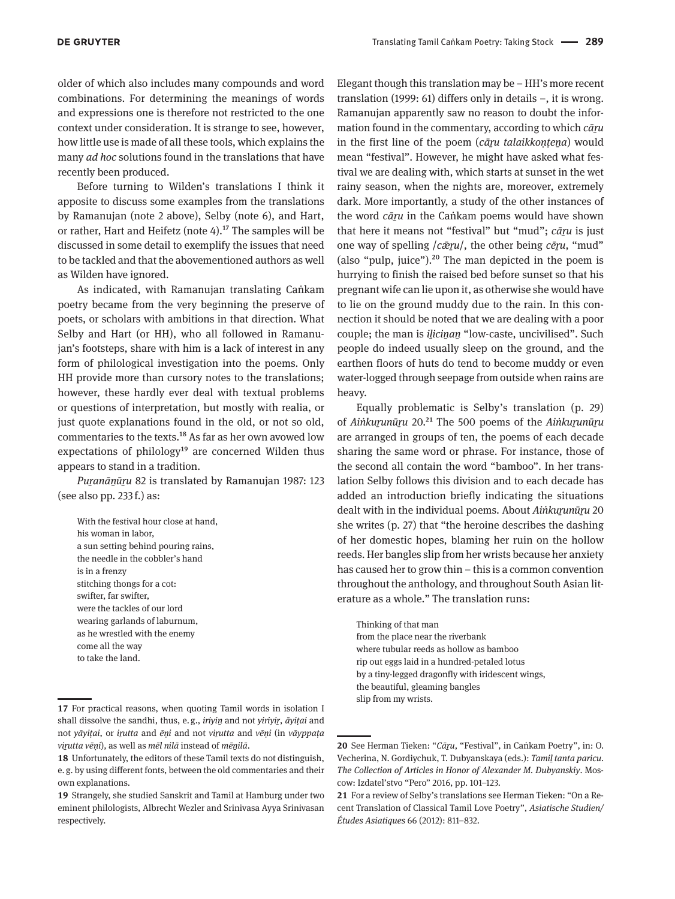older of which also includes many compounds and word combinations. For determining the meanings of words and expressions one is therefore not restricted to the one context under consideration. It is strange to see, however, how little use is made of all these tools, which explains the many *ad hoc* solutions found in the translations that have recently been produced.

Before turning to Wilden's translations I think it apposite to discuss some examples from the translations by Ramanujan (note 2 above), Selby (note 6), and Hart, or rather, Hart and Heifetz (note 4).[17] The samples will be discussed in some detail to exemplify the issues that need to be tackled and that the abovementioned authors as well as Wilden have ignored.

As indicated, with Ramanujan translating Caṅkam poetry became from the very beginning the preserve of poets, or scholars with ambitions in that direction. What Selby and Hart (or HH), who all followed in Ramanujan's footsteps, share with him is a lack of interest in any form of philological investigation into the poems. Only HH provide more than cursory notes to the translations; however, these hardly ever deal with textual problems or questions of interpretation, but mostly with realia, or just quote explanations found in the old, or not so old, commentaries to the texts.[18] As far as her own avowed low expectations of philology[19] are concerned Wilden thus appears to stand in a tradition.

*Puṟanāṉūṟu* 82 is translated by Ramanujan 1987: 123 (see also pp. 233 f.) as:

> With the festival hour close at hand,
> his woman in labor,
> a sun setting behind pouring rains,
> the needle in the cobbler's hand
> is in a frenzy
> stitching thongs for a cot:
> swifter, far swifter,
> were the tackles of our lord
> wearing garlands of laburnum,
> as he wrestled with the enemy
> come all the way
> to take the land.

Elegant though this translation may be – HH's more recent translation (1999: 61) differs only in details –, it is wrong. Ramanujan apparently saw no reason to doubt the information found in the commentary, according to which *cāṟu* in the first line of the poem (*cāṟu talaikkoṇṭeṉa*) would mean "festival". However, he might have asked what festival we are dealing with, which starts at sunset in the wet rainy season, when the nights are, moreover, extremely dark. More importantly, a study of the other instances of the word *cāṟu* in the Caṅkam poems would have shown that here it means not "festival" but "mud"; *cāṟu* is just one way of spelling /*cǣṟu*/, the other being *cēṟu*, "mud" (also "pulp, juice").[20] The man depicted in the poem is hurrying to finish the raised bed before sunset so that his pregnant wife can lie upon it, as otherwise she would have to lie on the ground muddy due to the rain. In this connection it should be noted that we are dealing with a poor couple; the man is *iḻiciṉaṉ* "low-caste, uncivilised". Such people do indeed usually sleep on the ground, and the earthen floors of huts do tend to become muddy or even water-logged through seepage from outside when rains are heavy.

Equally problematic is Selby's translation (p. 29) of *Aiṅkuṟunūṟu* 20.[21] The 500 poems of the *Aiṅkuṟunūṟu* are arranged in groups of ten, the poems of each decade sharing the same word or phrase. For instance, those of the second all contain the word "bamboo". In her translation Selby follows this division and to each decade has added an introduction briefly indicating the situations dealt with in the individual poems. About *Aiṅkuṟunūṟu* 20 she writes (p. 27) that "the heroine describes the dashing of her domestic hopes, blaming her ruin on the hollow reeds. Her bangles slip from her wrists because her anxiety has caused her to grow thin – this is a common convention throughout the anthology, and throughout South Asian literature as a whole." The translation runs:

> Thinking of that man
> from the place near the riverbank
> where tubular reeds as hollow as bamboo
> rip out eggs laid in a hundred-petaled lotus
> by a tiny-legged dragonfly with iridescent wings,
> the beautiful, gleaming bangles
> slip from my wrists.

---

17 For practical reasons, when quoting Tamil words in isolation I shall dissolve the sandhi, thus, e. g., *iriyiṉ* and not *yiriyiṟ*, *āyiṭai* and not *yāyiṭai*, or *iṟutta* and *ēṇi* and not *viṟutta* and *vēṇi* (in *vāyppaṭa viṟutta vēṇi*), as well as *mēl nilā* instead of *mēṉilā*.

18 Unfortunately, the editors of these Tamil texts do not distinguish, e. g. by using different fonts, between the old commentaries and their own explanations.

19 Strangely, she studied Sanskrit and Tamil at Hamburg under two eminent philologists, Albrecht Wezler and Srinivasa Ayya Srinivasan respectively.

20 See Herman Tieken: "*Cāṟu*, "Festival", in Caṅkam Poetry", in: O. Vecherina, N. Gordiychuk, T. Dubyanskaya (eds.): *Tamiḻ tanta paricu. The Collection of Articles in Honor of Alexander M. Dubyanskiy*. Moscow: Izdatel'stvo "Pero" 2016, pp. 101–123.

21 For a review of Selby's translations see Herman Tieken: "On a Recent Translation of Classical Tamil Love Poetry", *Asiatische Studien/ Études Asiatiques* 66 (2012): 811–832.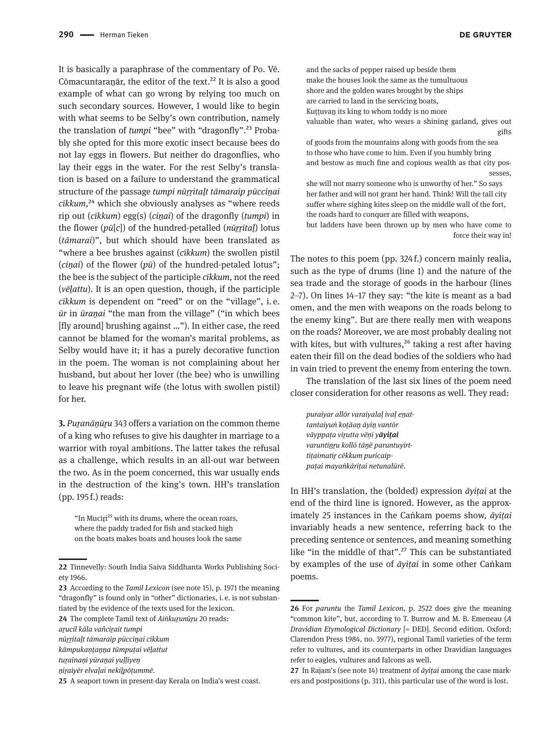It is basically a paraphrase of the commentary of Po. Vē. Cōmacuntaraṉār, the editor of the text.[22] It is also a good example of what can go wrong by relying too much on such secondary sources. However, I would like to begin with what seems to be Selby's own contribution, namely the translation of *tumpi* "bee" with "dragonfly".[23] Probably she opted for this more exotic insect because bees do not lay eggs in flowers. But neither do dragonflies, who lay their eggs in the water. For the rest Selby's translation is based on a failure to understand the grammatical structure of the passage *tumpi nūṟṟitaḻt tāmaraip pūcciṉai cīkkum*,[24] which she obviously analyses as "where reeds rip out (*cīkkum*) egg(s) (*ciṉai*) of the dragonfly (*tumpi*) in the flower (*pū*[*c*]) of the hundred-petalled (*nūṟṟitaḻ*) lotus (*tāmarai*)", but which should have been translated as "where a bee brushes against (*cīkkum*) the swollen pistil (*ciṉai*) of the flower (*pū*) of the hundred-petaled lotus"; the bee is the subject of the participle *cīkkum*, not the reed (*vēḻattu*). It is an open question, though, if the participle *cīkkum* is dependent on "reed" or on the "village", i. e. *ūr* in *ūraṉai* "the man from the village" ("in which bees [fly around] brushing against …"). In either case, the reed cannot be blamed for the woman's marital problems, as Selby would have it; it has a purely decorative function in the poem. The woman is not complaining about her husband, but about her lover (the bee) who is unwilling to leave his pregnant wife (the lotus with swollen pistil) for her.

**3.** *Puṟanāṉūṟu* 343 offers a variation on the common theme of a king who refuses to give his daughter in marriage to a warrior with royal ambitions. The latter takes the refusal as a challenge, which results in an all-out war between the two. As in the poem concerned, this war usually ends in the destruction of the king's town. HH's translation (pp. 195 f.) reads:

> "In Muciṟi[25] with its drums, where the ocean roars,
> where the paddy traded for fish and stacked high
> on the boats makes boats and houses look the same
> and the sacks of pepper raised up beside them
> make the houses look the same as the tumultuous
> shore and the golden wares brought by the ships
> are carried to land in the servicing boats,
> Kuṭṭuvaṉ its king to whom toddy is no more
> valuable than water, who wears a shining garland, gives out gifts
> of goods from the mountains along with goods from the sea
> to those who have come to him. Even if you humbly bring
> and bestow as much fine and copious wealth as that city possesses,
> she will not marry someone who is unworthy of her." So says
> her father and will not grant her hand. Think! Will the tall city
> suffer where sighing kites sleep on the middle wall of the fort,
> the roads hard to conquer are filled with weapons,
> but ladders have been thrown up by men who have come to force their way in!

The notes to this poem (pp. 324 f.) concern mainly realia, such as the type of drums (line 1) and the nature of the sea trade and the storage of goods in the harbour (lines 2–7). On lines 14–17 they say: "the kite is meant as a bad omen, and the men with weapons on the roads belong to the enemy king". But are there really men with weapons on the roads? Moreover, we are most probably dealing not with kites, but with vultures,[26] taking a rest after having eaten their fill on the dead bodies of the soldiers who had in vain tried to prevent the enemy from entering the town.

The translation of the last six lines of the poem need closer consideration for other reasons as well. They read:

> *puraiyar allōr varaiyalaḷ ivaḷ eṉat-*
> *tantaiyuṅ koṭāaṉ āyiṉ vantōr*
> *vāyppaṭa viṟutta vēṇi y**āyiṭai***
> *varuntiṉṟu kollō tāṉē paruntuyirt-*
> *tiṭaimatiḻ cēkkum puricaip-*
> *paṭai mayaṅkāriṭai netunalūrē.*

In HH's translation, the (bolded) expression *āyiṭai* at the end of the third line is ignored. However, as the approximately 25 instances in the Caṅkam poems show, *āyiṭai* invariably heads a new sentence, referring back to the preceding sentence or sentences, and meaning something like "in the middle of that".[27] This can be substantiated by examples of the use of *āyiṭai* in some other Caṅkam poems.

---

**22** Tinnevelly: South India Saiva Siddhanta Works Publishing Society 1966.

**23** According to the *Tamil Lexicon* (see note 15), p. 1971 the meaning "dragonfly" is found only in "other" dictionaries, i. e. is not substantiated by the evidence of the texts used for the lexicon.

**24** The complete Tamil text of *Aiṅkuṟunūṟu* 20 reads:
*aṟucil kāla vañciṟait tumpi*
*nūṟṟitaḻt tāmaraip pūcciṉai cīkkum*
*kāmpukaṇṭaṉṉa tūmpuṭai vēḻattut*
*tuṟainaṇi yūraṉai yuḷḷiyeṉ*
*niṟaiyēr elvaḷai nekiḻpōtummē.*

**25** A seaport town in present-day Kerala on India's west coast.

**26** For *paruntu* the *Tamil Lexicon*, p. 2522 does give the meaning "common kite", but, according to T. Burrow and M. B. Emeneau (*A Dravidian Etymological Dictionary* [= DED]. Second edition. Oxford: Clarendon Press 1984, no. 3977), regional Tamil varieties of the term refer to vultures, and its counterparts in other Dravidian languages refer to eagles, vultures and falcons as well.

**27** In Rajam's (see note 14) treatment of *āyiṭai* among the case markers and postpositions (p. 311), this particular use of the word is lost.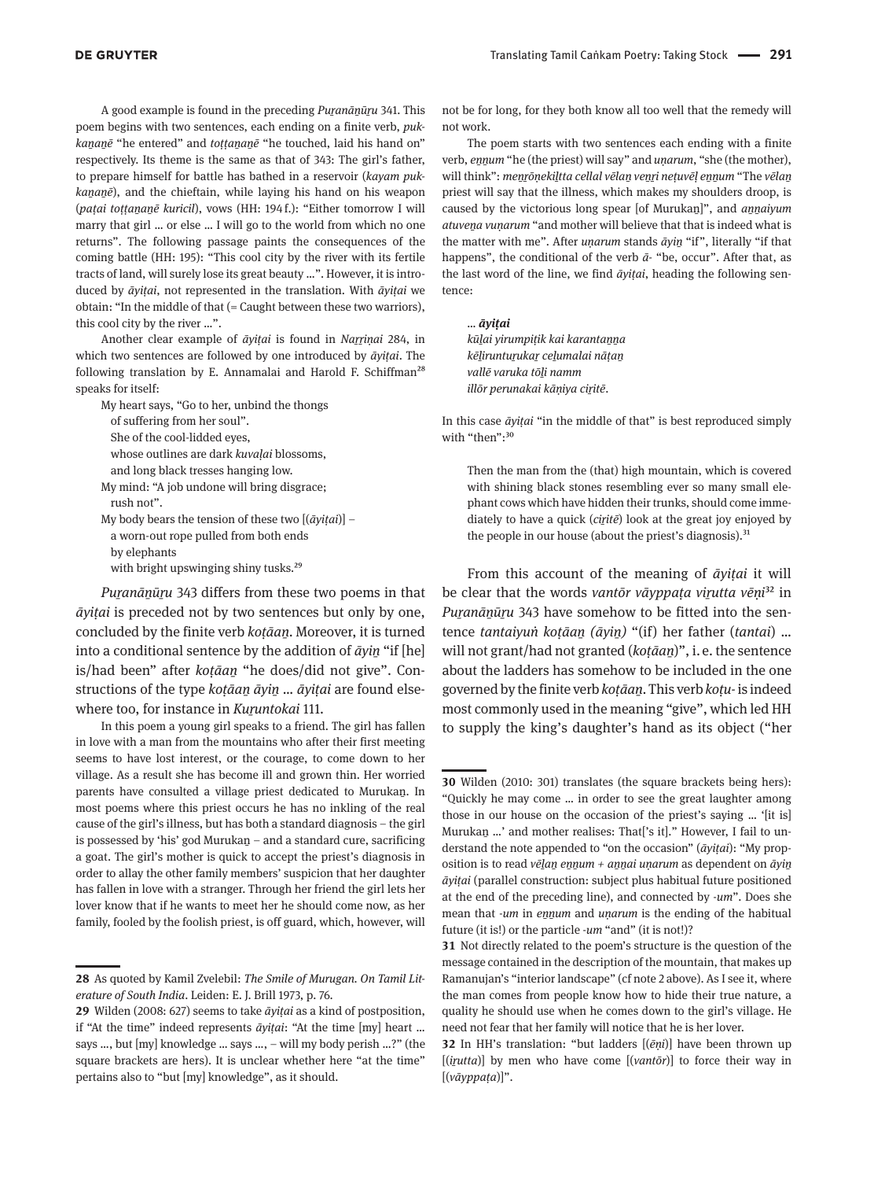A good example is found in the preceding *Puṟanāṉūṟu* 341. This poem begins with two sentences, each ending on a finite verb, *pukkaṉaṉē* "he entered" and *toṭṭaṉaṉē* "he touched, laid his hand on" respectively. Its theme is the same as that of 343: The girl's father, to prepare himself for battle has bathed in a reservoir (*kayam pukkaṉaṉē*), and the chieftain, while laying his hand on his weapon (*paṭai toṭṭaṉaṉē kuricil*), vows (HH: 194 f.): "Either tomorrow I will marry that girl … or else … I will go to the world from which no one returns". The following passage paints the consequences of the coming battle (HH: 195): "This cool city by the river with its fertile tracts of land, will surely lose its great beauty …". However, it is introduced by *āyiṭai*, not represented in the translation. With *āyiṭai* we obtain: "In the middle of that (= Caught between these two warriors), this cool city by the river …".

Another clear example of *āyiṭai* is found in *Naṟṟiṇai* 284, in which two sentences are followed by one introduced by *āyiṭai*. The following translation by E. Annamalai and Harold F. Schiffman[28] speaks for itself:

> My heart says, "Go to her, unbind the thongs
> of suffering from her soul".
> She of the cool-lidded eyes,
> whose outlines are dark *kuvaḷai* blossoms,
> and long black tresses hanging low.
> My mind: "A job undone will bring disgrace;
> rush not".
> My body bears the tension of these two [(*āyiṭai*)] –
> a worn-out rope pulled from both ends
> by elephants
> with bright upswinging shiny tusks.[29]

*Puṟanāṉūṟu* 343 differs from these two poems in that *āyiṭai* is preceded not by two sentences but only by one, concluded by the finite verb *koṭāaṉ*. Moreover, it is turned into a conditional sentence by the addition of *āyiṉ* "if [he] is/had been" after *koṭāaṉ* "he does/did not give". Constructions of the type *koṭāaṉ āyiṉ … āyiṭai* are found elsewhere too, for instance in *Kuṟuntokai* 111.

In this poem a young girl speaks to a friend. The girl has fallen in love with a man from the mountains who after their first meeting seems to have lost interest, or the courage, to come down to her village. As a result she has become ill and grown thin. Her worried parents have consulted a village priest dedicated to Murukaṉ. In most poems where this priest occurs he has no inkling of the real cause of the girl's illness, but has both a standard diagnosis – the girl is possessed by 'his' god Murukaṉ – and a standard cure, sacrificing a goat. The girl's mother is quick to accept the priest's diagnosis in order to allay the other family members' suspicion that her daughter has fallen in love with a stranger. Through her friend the girl lets her lover know that if he wants to meet her he should come now, as her family, fooled by the foolish priest, is off guard, which, however, will not be for long, for they both know all too well that the remedy will not work.

The poem starts with two sentences each ending with a finite verb, *eṉṉum* "he (the priest) will say" and *uṇarum*, "she (the mother), will think": *meṉṟōḷekiḻtta cellal vēlaṉ veṉṟi neṭuvēḷ eṉṉum* "The *vēlaṉ* priest will say that the illness, which makes my shoulders droop, is caused by the victorious long spear [of Murukaṉ]", and *aṉṉaiyum atuveṉa vuṇarum* "and mother will believe that that is indeed what is the matter with me". After *uṇarum* stands *āyiṉ* "if", literally "if that happens", the conditional of the verb *ā-* "be, occur". After that, as the last word of the line, we find *āyiṭai*, heading the following sentence:

> … ***āyiṭai***
> *kūḻai yirumpiṭik kai karantaṉṉa*
> *kēḻiruntuṟukaṟ ceḻumalai nāṭaṉ*
> *vallē varuka tōḻi namm*
> *illōr perunakai kāṇiya ciṟitē.*

In this case *āyiṭai* "in the middle of that" is best reproduced simply with "then":[30]

> Then the man from the (that) high mountain, which is covered with shining black stones resembling ever so many small elephant cows which have hidden their trunks, should come immediately to have a quick (*ciṟitē*) look at the great joy enjoyed by the people in our house (about the priest's diagnosis).[31]

From this account of the meaning of *āyiṭai* it will be clear that the words *vantōr vāyppaṭa viṟutta vēṇi*[32] in *Puṟanāṉūṟu* 343 have somehow to be fitted into the sentence *tantaiyuṅ koṭāaṉ (āyiṉ)* "(if) her father (*tantai*) … will not grant/had not granted (*koṭāaṉ*)", i. e. the sentence about the ladders has somehow to be included in the one governed by the finite verb *koṭāaṉ*. This verb *koṭu-* is indeed most commonly used in the meaning "give", which led HH to supply the king's daughter's hand as its object ("her

---

[28] As quoted by Kamil Zvelebil: *The Smile of Murugan. On Tamil Literature of South India*. Leiden: E. J. Brill 1973, p. 76.

[29] Wilden (2008: 627) seems to take *āyiṭai* as a kind of postposition, if "At the time" indeed represents *āyiṭai*: "At the time [my] heart … says …, but [my] knowledge … says …, – will my body perish …?" (the square brackets are hers). It is unclear whether here "at the time" pertains also to "but [my] knowledge", as it should.

[30] Wilden (2010: 301) translates (the square brackets being hers): "Quickly he may come … in order to see the great laughter among those in our house on the occasion of the priest's saying … '[it is] Murukaṉ …' and mother realises: That['s it]." However, I fail to understand the note appended to "on the occasion" (*āyiṭai*): "My proposition is to read *vēlaṉ eṉṉum + aṉṉai uṇarum* as dependent on *āyiṉ āyiṭai* (parallel construction: subject plus habitual future positioned at the end of the preceding line), and connected by *-um*". Does she mean that *-um* in *eṉṉum* and *uṇarum* is the ending of the habitual future (it is!) or the particle *-um* "and" (it is not!)?

[31] Not directly related to the poem's structure is the question of the message contained in the description of the mountain, that makes up Ramanujan's "interior landscape" (cf note 2 above). As I see it, where the man comes from people know how to hide their true nature, a quality he should use when he comes down to the girl's village. He need not fear that her family will notice that he is her lover.

[32] In HH's translation: "but ladders [(*ēṇi*)] have been thrown up [(*iṟutta*)] by men who have come [(*vantōr*)] to force their way in [(*vāyppaṭa*)]".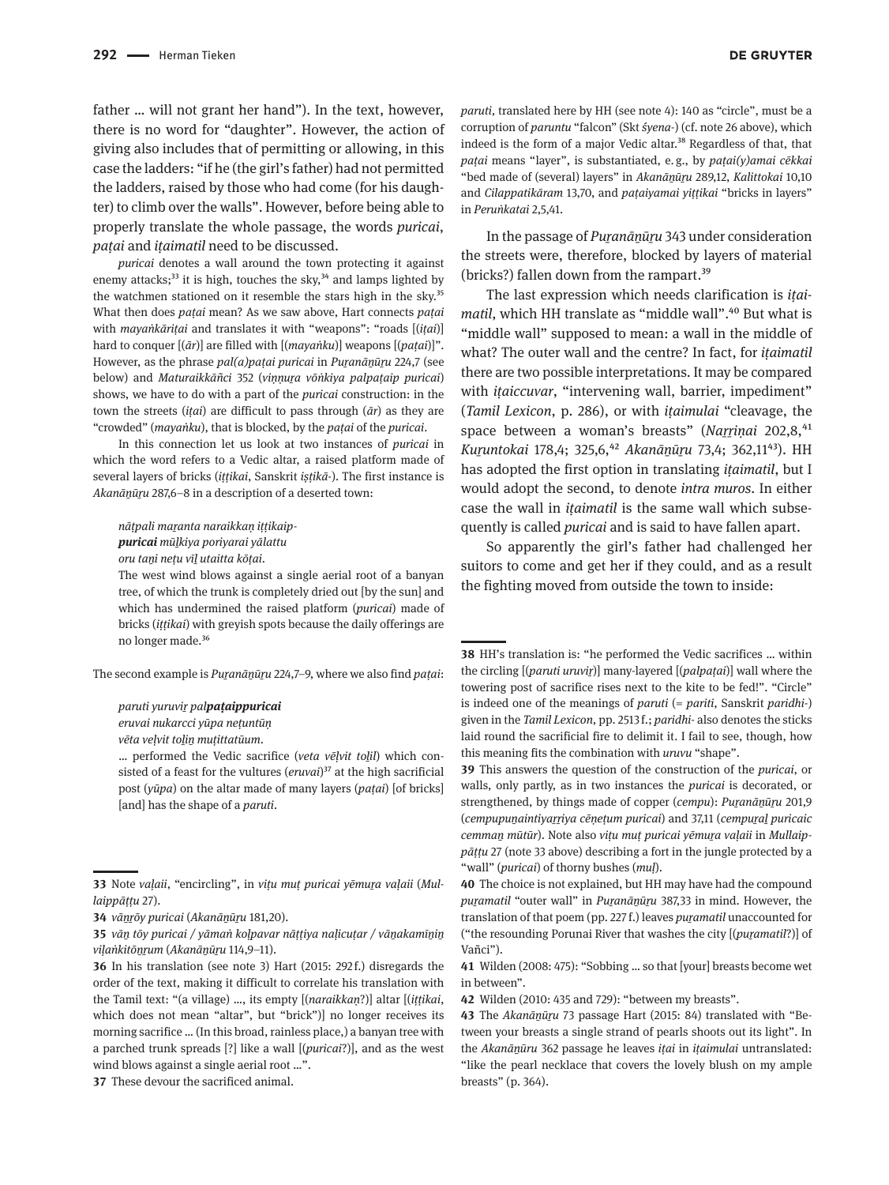father … will not grant her hand"). In the text, however, there is no word for "daughter". However, the action of giving also includes that of permitting or allowing, in this case the ladders: "if he (the girl's father) had not permitted the ladders, raised by those who had come (for his daughter) to climb over the walls". However, before being able to properly translate the whole passage, the words *puricai*, *paṭai* and *iṭaimatil* need to be discussed.

*puricai* denotes a wall around the town protecting it against enemy attacks;[33] it is high, touches the sky,[34] and lamps lighted by the watchmen stationed on it resemble the stars high in the sky.[35] What then does *paṭai* mean? As we saw above, Hart connects *paṭai* with *mayaṅkāriṭai* and translates it with "weapons": "roads [(*iṭai*)] hard to conquer [(*ār*)] are filled with [(*mayaṅku*)] weapons [(*paṭai*)]". However, as the phrase *pal(a)paṭai puricai* in *Puṟanāṉūṟu* 224,7 (see below) and *Maturaikkāñci* 352 (*viṇṇuṟa vōṅkiya palpaṭaip puricai*) shows, we have to do with a part of the *puricai* construction: in the town the streets (*iṭai*) are difficult to pass through (*ār*) as they are "crowded" (*mayaṅku*), that is blocked, by the *paṭai* of the *puricai*.

In this connection let us look at two instances of *puricai* in which the word refers to a Vedic altar, a raised platform made of several layers of bricks (*iṭṭikai*, Sanskrit *iṣṭikā-*). The first instance is *Akanāṉūṟu* 287,6–8 in a description of a deserted town:

> *nāṭpali maṟanta naraikkaṇ iṭṭikaip-*
> ***puricai*** *mūḻkiya poriyarai yālattu*
> *oru taṉi neṭu vīḻ utaitta kōṭai.*
>
> The west wind blows against a single aerial root of a banyan tree, of which the trunk is completely dried out [by the sun] and which has undermined the raised platform (*puricai*) made of bricks (*iṭṭikai*) with greyish spots because the daily offerings are no longer made.[36]

The second example is *Puṟanāṉūṟu* 224,7–9, where we also find *paṭai*:

> *paruti yuruviṉ pal**paṭaippuricai***
> *eruvai nukarcci yūpa neṭuntūṇ*
> *vēta veḷvit toḻiṉ muṭittatūum.*
>
> … performed the Vedic sacrifice (*veta vēḷvit toḻil*) which consisted of a feast for the vultures (*eruvai*)[37] at the high sacrificial post (*yūpa*) on the altar made of many layers (*paṭai*) [of bricks] [and] has the shape of a *paruti*.

*paruti*, translated here by HH (see note 4): 140 as "circle", must be a corruption of *paruntu* "falcon" (Skt *śyena-*) (cf. note 26 above), which indeed is the form of a major Vedic altar.[38] Regardless of that, that *paṭai* means "layer", is substantiated, e.g., by *paṭai(y)amai cēkkai* "bed made of (several) layers" in *Akanāṉūṟu* 289,12, *Kalittokai* 10,10 and *Cilappatikāram* 13,70, and *paṭaiyamai yiṭṭikai* "bricks in layers" in *Peruṅkatai* 2,5,41.

In the passage of *Puṟanāṉūṟu* 343 under consideration the streets were, therefore, blocked by layers of material (bricks?) fallen down from the rampart.[39]

The last expression which needs clarification is *iṭaimatil*, which HH translate as "middle wall".[40] But what is "middle wall" supposed to mean: a wall in the middle of what? The outer wall and the centre? In fact, for *iṭaimatil* there are two possible interpretations. It may be compared with *iṭaiccuvar*, "intervening wall, barrier, impediment" (*Tamil Lexicon*, p. 286), or with *iṭaimulai* "cleavage, the space between a woman's breasts" (*Naṟṟiṇai* 202,8,[41] *Kuṟuntokai* 178,4; 325,6,[42] *Akanāṉūṟu* 73,4; 362,11[43]). HH has adopted the first option in translating *iṭaimatil*, but I would adopt the second, to denote *intra muros*. In either case the wall in *iṭaimatil* is the same wall which subsequently is called *puricai* and is said to have fallen apart.

So apparently the girl's father had challenged her suitors to come and get her if they could, and as a result the fighting moved from outside the town to inside:

---

**33** Note *vaḷaii*, "encircling", in *viṭu muṭ puricai yēmuṟa vaḷaii* (*Mullaippāṭṭu* 27).

**34** *vāṉṟōy puricai* (*Akanāṉūṟu* 181,20).

**35** *vāṉ tōy puricai / yāmaṅ koḷpavar nāṭṭiya naḷicuṭar / vāṉakamīṉiṉ viḷaṅkitōṉṟum* (*Akanāṉūṟu* 114,9–11).

**36** In his translation (see note 3) Hart (2015: 292 f.) disregards the order of the text, making it difficult to correlate his translation with the Tamil text: "(a village) …, its empty [(*naraikkaṇ*?)] altar [(*iṭṭikai*, which does not mean "altar", but "brick")] no longer receives its morning sacrifice … (In this broad, rainless place,) a banyan tree with a parched trunk spreads [?] like a wall [(*puricai*?)], and as the west wind blows against a single aerial root …".

**37** These devour the sacrificed animal.

**38** HH's translation is: "he performed the Vedic sacrifices … within the circling [(*paruti uruviṉ*)] many-layered [(*palpaṭai*)] wall where the towering post of sacrifice rises next to the kite to be fed!". "Circle" is indeed one of the meanings of *paruti* (= *pariti*, Sanskrit *paridhi-*) given in the *Tamil Lexicon*, pp. 2513 f.; *paridhi-* also denotes the sticks laid round the sacrificial fire to delimit it. I fail to see, though, how this meaning fits the combination with *uruvu* "shape".

**39** This answers the question of the construction of the *puricai*, or walls, only partly, as in two instances the *puricai* is decorated, or strengthened, by things made of copper (*cempu*): *Puṟanāṉūṟu* 201,9 (*cempupuṉaintiyaṟṟiya cēṇeṭum puricai*) and 37,11 (*cempuṟaḻ puricaic cemmaṉ mūtūr*). Note also *viṭu muṭ puricai yēmuṟa vaḷaii* in *Mullaippāṭṭu* 27 (note 33 above) describing a fort in the jungle protected by a "wall" (*puricai*) of thorny bushes (*muḷ*).

**40** The choice is not explained, but HH may have had the compound *puṟamatil* "outer wall" in *Puṟanāṉūṟu* 387,33 in mind. However, the translation of that poem (pp. 227 f.) leaves *puṟamatil* unaccounted for ("the resounding Porunai River that washes the city [(*puṟamatil*?)] of Vañci").

**41** Wilden (2008: 475): "Sobbing … so that [your] breasts become wet in between".

**42** Wilden (2010: 435 and 729): "between my breasts".

**43** The *Akanāṉūṟu* 73 passage Hart (2015: 84) translated with "Between your breasts a single strand of pearls shoots out its light". In the *Akanāṉūṟu* 362 passage he leaves *iṭai* in *iṭaimulai* untranslated: "like the pearl necklace that covers the lovely blush on my ample breasts" (p. 364).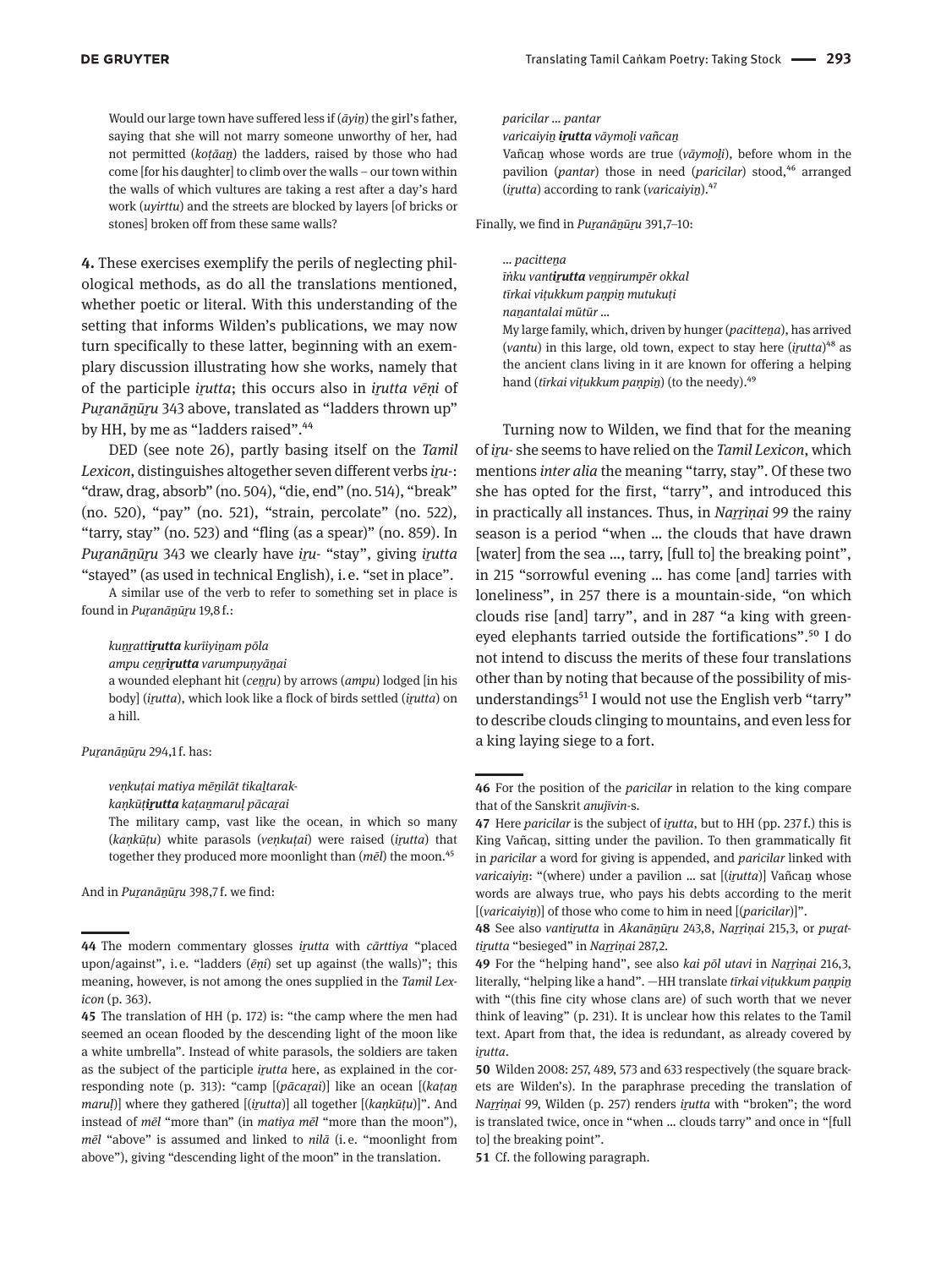Would our large town have suffered less if (*āyiṉ*) the girl's father, saying that she will not marry someone unworthy of her, had not permitted (*koṭāaṉ*) the ladders, raised by those who had come [for his daughter] to climb over the walls – our town within the walls of which vultures are taking a rest after a day's hard work (*uyirttu*) and the streets are blocked by layers [of bricks or stones] broken off from these same walls?

**4.** These exercises exemplify the perils of neglecting philological methods, as do all the translations mentioned, whether poetic or literal. With this understanding of the setting that informs Wilden's publications, we may now turn specifically to these latter, beginning with an exemplary discussion illustrating how she works, namely that of the participle *iṟutta*; this occurs also in *iṟutta vēṇi* of *Puṟanāṉūṟu* 343 above, translated as "ladders thrown up" by HH, by me as "ladders raised".[44]

DED (see note 26), partly basing itself on the *Tamil Lexicon*, distinguishes altogether seven different verbs *iṟu-*: "draw, drag, absorb" (no. 504), "die, end" (no. 514), "break" (no. 520), "pay" (no. 521), "strain, percolate" (no. 522), "tarry, stay" (no. 523) and "fling (as a spear)" (no. 859). In *Puṟanāṉūṟu* 343 we clearly have *iṟu-* "stay", giving *iṟutta* "stayed" (as used in technical English), i. e. "set in place".

A similar use of the verb to refer to something set in place is found in *Puṟanāṉūṟu* 19,8 f.:

*kuṉṟatt**iṟutta** kurīiyiṉam pōla*
*ampu ceṉr**iṟutta** varumpuṇyāṉai*
a wounded elephant hit (*ceṉṟu*) by arrows (*ampu*) lodged [in his body] (*iṟutta*), which look like a flock of birds settled (*iṟutta*) on a hill.

*Puṟanāṉūṟu* 294,1 f. has:

*veṇkuṭai matiya mēṉilāt tikaḻtarak-*
*kaṇkūṭ**iṟutta** kaṭaṉmaruḷ pācarai*
The military camp, vast like the ocean, in which so many (*kaṇkūṭu*) white parasols (*veṇkuṭai*) were raised (*iṟutta*) that together they produced more moonlight than (*mēl*) the moon.[45]

And in *Puṟanāṉūṟu* 398,7 f. we find:

*paricilar … pantar*
*varicaiyiṉ **iṟutta** vāymoḻi vañcaṉ*
Vañcaṉ whose words are true (*vāymoḻi*), before whom in the pavilion (*pantar*) those in need (*paricilar*) stood,[46] arranged (*iṟutta*) according to rank (*varicaiyiṉ*).[47]

Finally, we find in *Puṟanāṉūṟu* 391,7–10:

*… pacitteṉa*
*īṅku vant**iṟutta** veṉṉirumpēr okkal*
*tīrkai viṭukkum paṇpiṉ mutukuṭi*
*naṉantalai mūtūr …*
My large family, which, driven by hunger (*pacitteṉa*), has arrived (*vantu*) in this large, old town, expect to stay here (*iṟutta*)[48] as the ancient clans living in it are known for offering a helping hand (*tīrkai viṭukkum paṇpiṉ*) (to the needy).[49]

Turning now to Wilden, we find that for the meaning of *iṟu-* she seems to have relied on the *Tamil Lexicon*, which mentions *inter alia* the meaning "tarry, stay". Of these two she has opted for the first, "tarry", and introduced this in practically all instances. Thus, in *Naṟṟiṇai* 99 the rainy season is a period "when … the clouds that have drawn [water] from the sea …, tarry, [full to] the breaking point", in 215 "sorrowful evening … has come [and] tarries with loneliness", in 257 there is a mountain-side, "on which clouds rise [and] tarry", and in 287 "a king with green-eyed elephants tarried outside the fortifications".[50] I do not intend to discuss the merits of these four translations other than by noting that because of the possibility of misunderstandings[51] I would not use the English verb "tarry" to describe clouds clinging to mountains, and even less for a king laying siege to a fort.

---

**44** The modern commentary glosses *iṟutta* with *cārttiya* "placed upon/against", i. e. "ladders (*ēṇi*) set up against (the walls)"; this meaning, however, is not among the ones supplied in the *Tamil Lexicon* (p. 363).

**45** The translation of HH (p. 172) is: "the camp where the men had seemed an ocean flooded by the descending light of the moon like a white umbrella". Instead of white parasols, the soldiers are taken as the subject of the participle *iṟutta* here, as explained in the corresponding note (p. 313): "camp [(*pācarai*)] like an ocean [(*kaṭaṉ maruḷ*)] where they gathered [(*iṟutta*)] all together [(*kaṇkūṭu*)]". And instead of *mēl* "more than" (in *matiya mēl* "more than the moon"), *mēl* "above" is assumed and linked to *nilā* (i. e. "moonlight from above"), giving "descending light of the moon" in the translation.

**46** For the position of the *paricilar* in relation to the king compare that of the Sanskrit *anujīvin*-s.

**47** Here *paricilar* is the subject of *iṟutta*, but to HH (pp. 237 f.) this is King Vañcaṉ, sitting under the pavilion. To then grammatically fit in *paricilar* a word for giving is appended, and *paricilar* linked with *varicaiyiṉ*: "(where) under a pavilion … sat [(*iṟutta*)] Vañcaṉ whose words are always true, who pays his debts according to the merit [(*varicaiyiṉ*)] of those who come to him in need [(*paricilar*)]".

**48** See also *vantiṟutta* in *Akanāṉūṟu* 243,8, *Naṟṟiṇai* 215,3, or *puṟattiṟutta* "besieged" in *Naṟṟiṇai* 287,2.

**49** For the "helping hand", see also *kai pōl utavi* in *Naṟṟiṇai* 216,3, literally, "helping like a hand". —HH translate *tīrkai viṭukkum paṇpiṉ* with "(this fine city whose clans are) of such worth that we never think of leaving" (p. 231). It is unclear how this relates to the Tamil text. Apart from that, the idea is redundant, as already covered by *iṟutta*.

**50** Wilden 2008: 257, 489, 573 and 633 respectively (the square brackets are Wilden's). In the paraphrase preceding the translation of *Naṟṟiṇai* 99, Wilden (p. 257) renders *iṟutta* with "broken"; the word is translated twice, once in "when … clouds tarry" and once in "[full to] the breaking point".

**51** Cf. the following paragraph.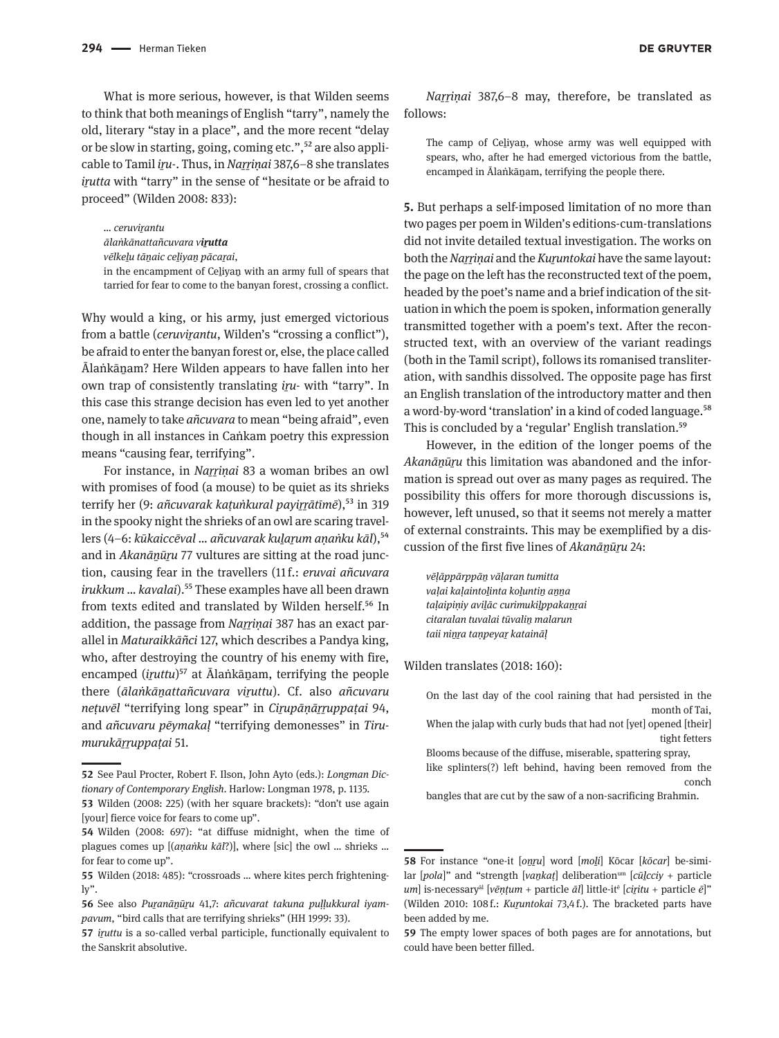What is more serious, however, is that Wilden seems to think that both meanings of English "tarry", namely the old, literary "stay in a place", and the more recent "delay or be slow in starting, going, coming etc.",[52] are also applicable to Tamil *iṟu-*. Thus, in *Naṟṟiṇai* 387,6–8 she translates *iṟutta* with "tarry" in the sense of "hesitate or be afraid to proceed" (Wilden 2008: 833):

> *… ceruviṟantu*
> *ālaṅkānattañcuvara v**iṟutta***
> *vēlkeḻu tāṉaic celiyaṉ pācaṟai,*
> in the encampment of Ceḻiyaṉ with an army full of spears that tarried for fear to come to the banyan forest, crossing a conflict.

Why would a king, or his army, just emerged victorious from a battle (*ceruviṟantu*, Wilden's "crossing a conflict"), be afraid to enter the banyan forest or, else, the place called Ālaṅkāṉam? Here Wilden appears to have fallen into her own trap of consistently translating *iṟu-* with "tarry". In this case this strange decision has even led to yet another one, namely to take *añcuvara* to mean "being afraid", even though in all instances in Caṅkam poetry this expression means "causing fear, terrifying".

For instance, in *Naṟṟiṇai* 83 a woman bribes an owl with promises of food (a mouse) to be quiet as its shrieks terrify her (9: *añcuvarak kaṭuṅkural payiṟṟātīmē*),[53] in 319 in the spooky night the shrieks of an owl are scaring travellers (4–6: *kūkaiccēval … añcuvarak kuḻaṟum aṇaṅku kāl*),[54] and in *Akanāṉūṟu* 77 vultures are sitting at the road junction, causing fear in the travellers (11 f.: *eruvai añcuvara irukkum … kavalai*).[55] These examples have all been drawn from texts edited and translated by Wilden herself.[56] In addition, the passage from *Naṟṟiṇai* 387 has an exact parallel in *Maturaikkāñci* 127, which describes a Pandya king, who, after destroying the country of his enemy with fire, encamped (*iṟuttu*)[57] at Ālaṅkāṉam, terrifying the people there (*ālaṅkāṉattañcuvara viṟuttu*). Cf. also *añcuvaru neṭuvēl* "terrifying long spear" in *Ciṟupāṇāṟṟuppaṭai* 94, and *añcuvaru pēymakaḷ* "terrifying demonesses" in *Tirumurukāṟṟuppaṭai* 51.

*Naṟṟiṇai* 387,6–8 may, therefore, be translated as follows:

> The camp of Ceḻiyaṉ, whose army was well equipped with spears, who, after he had emerged victorious from the battle, encamped in Ālaṅkāṉam, terrifying the people there.

**5.** But perhaps a self-imposed limitation of no more than two pages per poem in Wilden's editions-cum-translations did not invite detailed textual investigation. The works on both the *Naṟṟiṇai* and the *Kuṟuntokai* have the same layout: the page on the left has the reconstructed text of the poem, headed by the poet's name and a brief indication of the situation in which the poem is spoken, information generally transmitted together with a poem's text. After the reconstructed text, with an overview of the variant readings (both in the Tamil script), follows its romanised transliteration, with sandhis dissolved. The opposite page has first an English translation of the introductory matter and then a word-by-word 'translation' in a kind of coded language.[58] This is concluded by a 'regular' English translation.[59]

However, in the edition of the longer poems of the *Akanāṉūṟu* this limitation was abandoned and the information is spread out over as many pages as required. The possibility this offers for more thorough discussions is, however, left unused, so that it seems not merely a matter of external constraints. This may be exemplified by a discussion of the first five lines of *Akanāṉūṟu* 24:

> *vēḷāppārppāṉ vāḷaran tumitta*
> *vaḷai kaḷaintoḻinta koḻuntiṉ aṉṉa*
> *taḷaipiṇiy aviḻāc curimukiḻpakaṉṟai*
> *citaralan tuvalai tūvaliṉ malarun*
> *taii niṉṟa taṇpeyaṟ kataināḷ*

Wilden translates (2018: 160):

> On the last day of the cool raining that had persisted in the month of Tai,
> When the jalap with curly buds that had not [yet] opened [their] tight fetters
> Blooms because of the diffuse, miserable, spattering spray,
> like splinters(?) left behind, having been removed from the conch
> bangles that are cut by the saw of a non-sacrificing Brahmin.

---

52 See Paul Procter, Robert F. Ilson, John Ayto (eds.): *Longman Dictionary of Contemporary English*. Harlow: Longman 1978, p. 1135.

53 Wilden (2008: 225) (with her square brackets): "don't use again [your] fierce voice for fears to come up".

54 Wilden (2008: 697): "at diffuse midnight, when the time of plagues comes up [(*aṇaṅku kāl*?)], where [sic] the owl … shrieks … for fear to come up".

55 Wilden (2018: 485): "crossroads … where kites perch frighteningly".

56 See also *Puṟanāṉūṟu* 41,7: *añcuvarat takuna puḷḷukkural iyampavum*, "bird calls that are terrifying shrieks" (HH 1999: 33).

57 *iṟuttu* is a so-called verbal participle, functionally equivalent to the Sanskrit absolutive.

58 For instance "one-it [*oṉṟu*] word [*moḻi*] Kōcar [*kōcar*] be-similar [*pola*]" and "strength [*vaṉkaṭ*] deliberation[um] [*cūḻcciy* + particle *um*] is-necessary[āl] [*vēṇṭum* + particle *āl*] little-it[ē] [*ciṟitu* + particle *ē*]" (Wilden 2010: 108 f.: *Kuṟuntokai* 73,4 f.). The bracketed parts have been added by me.

59 The empty lower spaces of both pages are for annotations, but could have been better filled.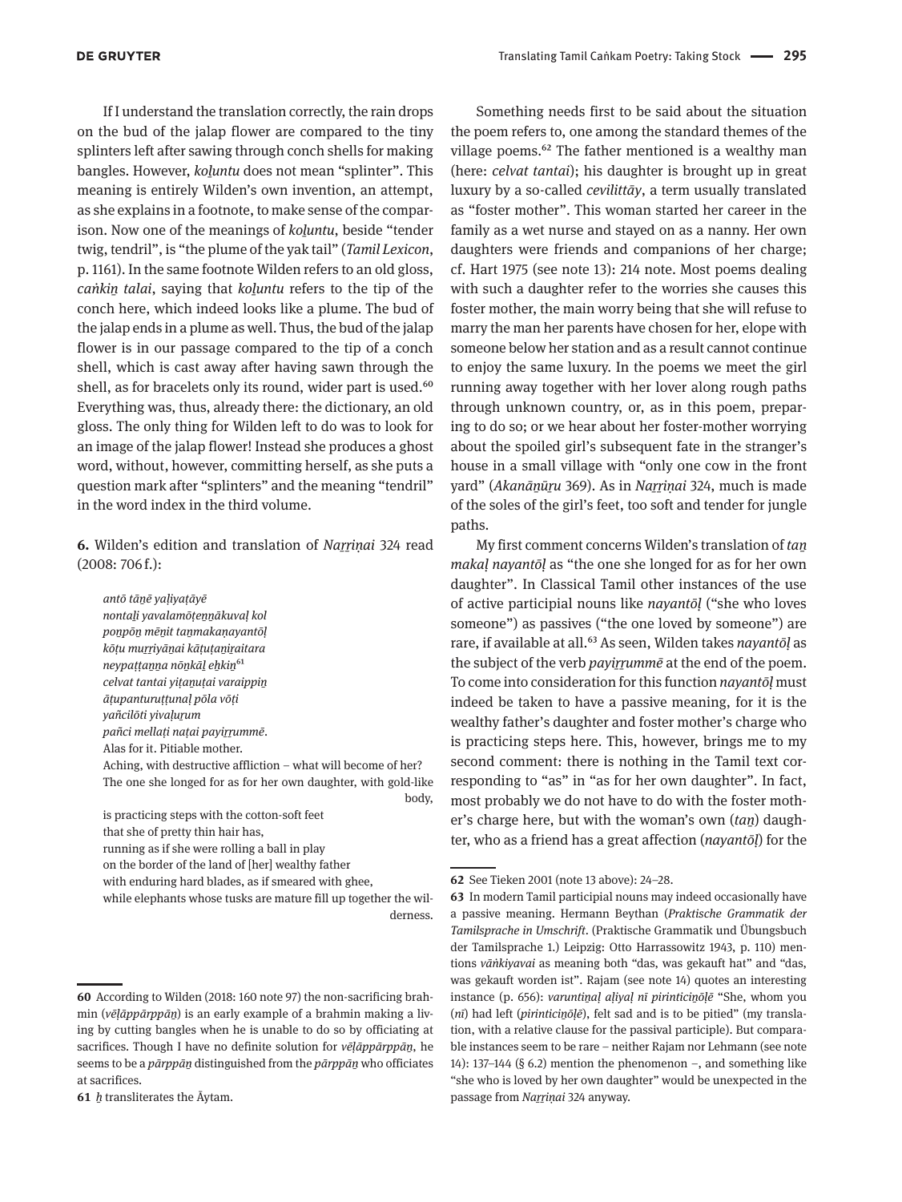If I understand the translation correctly, the rain drops on the bud of the jalap flower are compared to the tiny splinters left after sawing through conch shells for making bangles. However, *koḻuntu* does not mean "splinter". This meaning is entirely Wilden's own invention, an attempt, as she explains in a footnote, to make sense of the comparison. Now one of the meanings of *koḻuntu*, beside "tender twig, tendril", is "the plume of the yak tail" (*Tamil Lexicon*, p. 1161). In the same footnote Wilden refers to an old gloss, *caṅkiṉ talai*, saying that *koḻuntu* refers to the tip of the conch here, which indeed looks like a plume. The bud of the jalap ends in a plume as well. Thus, the bud of the jalap flower is in our passage compared to the tip of a conch shell, which is cast away after having sawn through the shell, as for bracelets only its round, wider part is used.[60] Everything was, thus, already there: the dictionary, an old gloss. The only thing for Wilden left to do was to look for an image of the jalap flower! Instead she produces a ghost word, without, however, committing herself, as she puts a question mark after "splinters" and the meaning "tendril" in the word index in the third volume.

**6.** Wilden's edition and translation of *Naṟṟiṇai* 324 read (2008: 706 f.):

*antō tāṉē yaḷiyaṭāyē*
*nontaḻi yavalamōṭeṉṉākuvaḷ kol*
*poṉpōṉ mēṉit taṉmakaṇayantōḷ*
*kōṭu muṟṟiyāṉai kāṭuṭaṉiṟaitara*
*neypaṭṭaṉṉa nōṉkāḻ eḥkiṉ*[61]
*celvat tantai yiṭaṉuṭai varaippiṉ*
*āṭupanturuṭṭunaḷ pōla vōṭi*
*yañcilōti yivaḷuṟum*
*pañci mellaṭi naṭai payiṟṟummē.*

Alas for it. Pitiable mother.
Aching, with destructive affliction – what will become of her?
The one she longed for as for her own daughter, with gold-like body,
is practicing steps with the cotton-soft feet
that she of pretty thin hair has,
running as if she were rolling a ball in play
on the border of the land of [her] wealthy father
with enduring hard blades, as if smeared with ghee,
while elephants whose tusks are mature fill up together the wilderness.

Something needs first to be said about the situation the poem refers to, one among the standard themes of the village poems.[62] The father mentioned is a wealthy man (here: *celvat tantai*); his daughter is brought up in great luxury by a so-called *cevilittāy*, a term usually translated as "foster mother". This woman started her career in the family as a wet nurse and stayed on as a nanny. Her own daughters were friends and companions of her charge; cf. Hart 1975 (see note 13): 214 note. Most poems dealing with such a daughter refer to the worries she causes this foster mother, the main worry being that she will refuse to marry the man her parents have chosen for her, elope with someone below her station and as a result cannot continue to enjoy the same luxury. In the poems we meet the girl running away together with her lover along rough paths through unknown country, or, as in this poem, preparing to do so; or we hear about her foster-mother worrying about the spoiled girl's subsequent fate in the stranger's house in a small village with "only one cow in the front yard" (*Akanāṉūṟu* 369). As in *Naṟṟiṇai* 324, much is made of the soles of the girl's feet, too soft and tender for jungle paths.

My first comment concerns Wilden's translation of *taṉ makaḷ nayantōḷ* as "the one she longed for as for her own daughter". In Classical Tamil other instances of the use of active participial nouns like *nayantōḷ* ("she who loves someone") as passives ("the one loved by someone") are rare, if available at all.[63] As seen, Wilden takes *nayantōḷ* as the subject of the verb *payiṟṟummē* at the end of the poem. To come into consideration for this function *nayantōḷ* must indeed be taken to have a passive meaning, for it is the wealthy father's daughter and foster mother's charge who is practicing steps here. This, however, brings me to my second comment: there is nothing in the Tamil text corresponding to "as" in "as for her own daughter". In fact, most probably we do not have to do with the foster mother's charge here, but with the woman's own (*taṉ*) daughter, who as a friend has a great affection (*nayantōḷ*) for the

---

60 According to Wilden (2018: 160 note 97) the non-sacrificing brahmin (*vēḷāppārppāṉ*) is an early example of a brahmin making a living by cutting bangles when he is unable to do so by officiating at sacrifices. Though I have no definite solution for *vēḷāppārppāṉ*, he seems to be a *pārppāṉ* distinguished from the *pārppāṉ* who officiates at sacrifices.

61 *ḥ* transliterates the Āytam.

62 See Tieken 2001 (note 13 above): 24–28.

63 In modern Tamil participial nouns may indeed occasionally have a passive meaning. Hermann Beythan (*Praktische Grammatik der Tamilsprache in Umschrift*. (Praktische Grammatik und Übungsbuch der Tamilsprache 1.) Leipzig: Otto Harrassowitz 1943, p. 110) mentions *vāṅkiyavai* as meaning both "das, was gekauft hat" and "das, was gekauft worden ist". Rajam (see note 14) quotes an interesting instance (p. 656): *varuntiṉaḷ aḷiyaḷ nī pirinticiṉōḷē* "She, whom you (*nī*) had left (*pirinticiṉōḷē*), felt sad and is to be pitied" (my translation, with a relative clause for the passival participle). But comparable instances seem to be rare – neither Rajam nor Lehmann (see note 14): 137–144 (§ 6.2) mention the phenomenon –, and something like "she who is loved by her own daughter" would be unexpected in the passage from *Naṟṟiṇai* 324 anyway.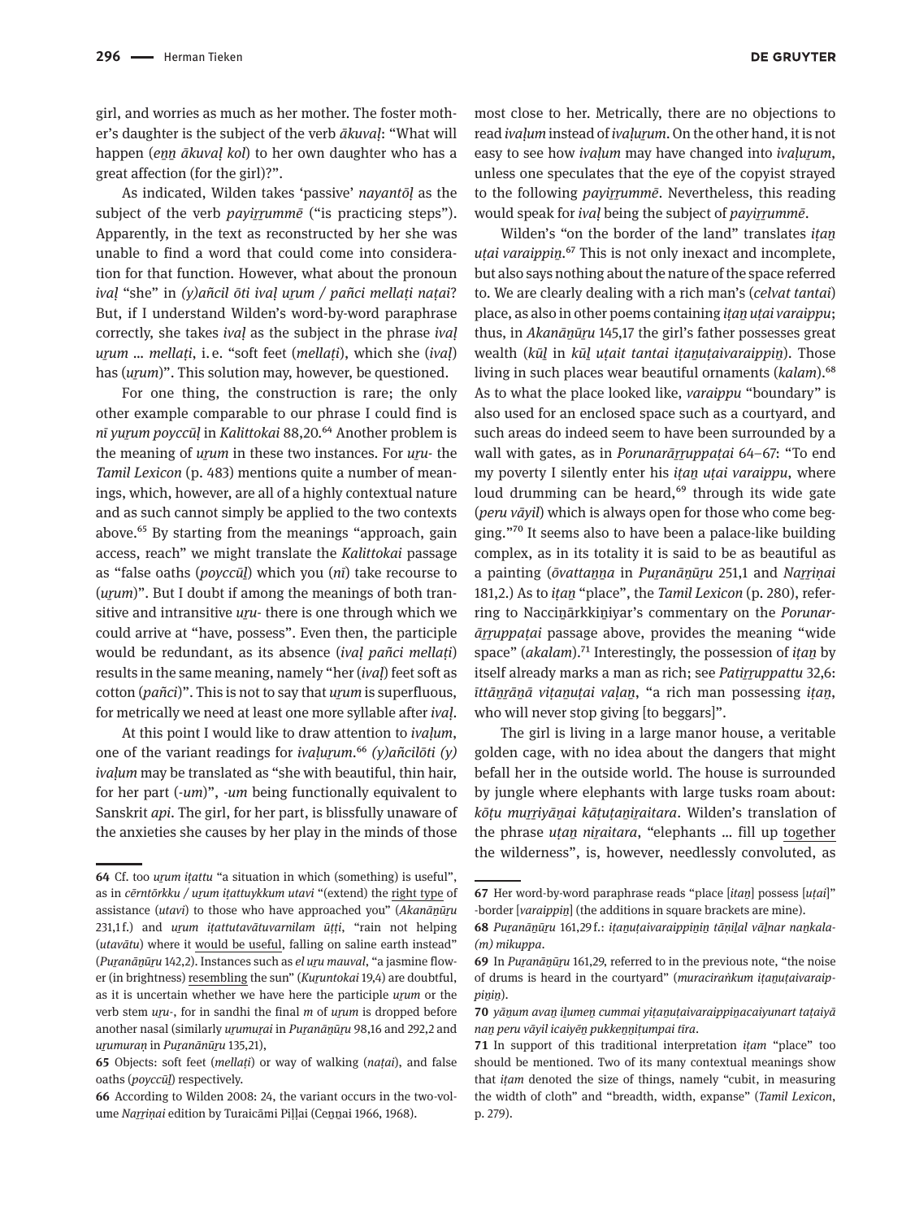girl, and worries as much as her mother. The foster mother's daughter is the subject of the verb *ākuvaḷ*: "What will happen (*eṉṉ ākuvaḷ kol*) to her own daughter who has a great affection (for the girl)?".

As indicated, Wilden takes 'passive' *nayantōḷ* as the subject of the verb *payiṟṟummē* ("is practicing steps"). Apparently, in the text as reconstructed by her she was unable to find a word that could come into consideration for that function. However, what about the pronoun *ivaḷ* "she" in *(y)añcil ōti ivaḷ uṟum / pañci mellaṭi naṭai*? But, if I understand Wilden's word-by-word paraphrase correctly, she takes *ivaḷ* as the subject in the phrase *ivaḷ uṟum … mellaṭi*, i. e. "soft feet (*mellaṭi*), which she (*ivaḷ*) has (*uṟum*)". This solution may, however, be questioned.

For one thing, the construction is rare; the only other example comparable to our phrase I could find is *nī yuṟum poyccūḷ* in *Kalittokai* 88,20.[64] Another problem is the meaning of *uṟum* in these two instances. For *uṟu-* the *Tamil Lexicon* (p. 483) mentions quite a number of meanings, which, however, are all of a highly contextual nature and as such cannot simply be applied to the two contexts above.[65] By starting from the meanings "approach, gain access, reach" we might translate the *Kalittokai* passage as "false oaths (*poyccūḷ*) which you (*nī*) take recourse to (*uṟum*)". But I doubt if among the meanings of both transitive and intransitive *uṟu-* there is one through which we could arrive at "have, possess". Even then, the participle would be redundant, as its absence (*ivaḷ pañci mellaṭi*) results in the same meaning, namely "her (*ivaḷ*) feet soft as cotton (*pañci*)". This is not to say that *uṟum* is superfluous, for metrically we need at least one more syllable after *ivaḷ*.

At this point I would like to draw attention to *ivaḷum*, one of the variant readings for *ivaḷuṟum*.[66] *(y)añcilōti (y) ivaḷum* may be translated as "she with beautiful, thin hair, for her part (*-um*)", *-um* being functionally equivalent to Sanskrit *api*. The girl, for her part, is blissfully unaware of the anxieties she causes by her play in the minds of those most close to her. Metrically, there are no objections to read *ivaḷum* instead of *ivaḷuṟum*. On the other hand, it is not easy to see how *ivaḷum* may have changed into *ivaḷuṟum*, unless one speculates that the eye of the copyist strayed to the following *payiṟṟummē*. Nevertheless, this reading would speak for *ivaḷ* being the subject of *payiṟṟummē*.

Wilden's "on the border of the land" translates *iṭaṉ uṭai varaippiṉ*.[67] This is not only inexact and incomplete, but also says nothing about the nature of the space referred to. We are clearly dealing with a rich man's (*celvat tantai*) place, as also in other poems containing *iṭaṉ uṭai varaippu*; thus, in *Akanāṉūṟu* 145,17 the girl's father possesses great wealth (*kūḷ* in *kūḷ uṭait tantai iṭaṉuṭaivaraippiṉ*). Those living in such places wear beautiful ornaments (*kalam*).[68] As to what the place looked like, *varaippu* "boundary" is also used for an enclosed space such as a courtyard, and such areas do indeed seem to have been surrounded by a wall with gates, as in *Porunarāṟṟuppaṭai* 64–67: "To end my poverty I silently enter his *iṭaṉ uṭai varaippu*, where loud drumming can be heard,[69] through its wide gate (*peru vāyil*) which is always open for those who come begging."[70] It seems also to have been a palace-like building complex, as in its totality it is said to be as beautiful as a painting (*ōvattaṉṉa* in *Puṟanāṉūṟu* 251,1 and *Naṟṟiṇai* 181,2.) As to *iṭaṉ* "place", the *Tamil Lexicon* (p. 280), referring to Nacciṉārkkiṉiyar's commentary on the *Porunarāṟṟuppaṭai* passage above, provides the meaning "wide space" (*akalam*).[71] Interestingly, the possession of *iṭaṉ* by itself already marks a man as rich; see *Patiṟṟuppattu* 32,6: *īttāṉṟāṉā viṭaṉuṭai vaḷaṉ*, "a rich man possessing *iṭaṉ*, who will never stop giving [to beggars]".

The girl is living in a large manor house, a veritable golden cage, with no idea about the dangers that might befall her in the outside world. The house is surrounded by jungle where elephants with large tusks roam about: *kōṭu muṟṟiyāṉai kāṭuṭaṉiṟaitara*. Wilden's translation of the phrase *uṭaṉ niṟaitara*, "elephants … fill up together the wilderness", is, however, needlessly convoluted, as

---

**64** Cf. too *uṟum iṭattu* "a situation in which (something) is useful", as in *cērntōrkku / uṟum iṭattuykkum utavi* "(extend) the right type of assistance (*utavi*) to those who have approached you" (*Akanāṉūṟu* 231,1 f.) and *uṟum iṭattutavātuvarnilam ūṭṭi*, "rain not helping (*utavātu*) where it would be useful, falling on saline earth instead" (*Puṟanāṉūṟu* 142,2). Instances such as *el uṟu mauval*, "a jasmine flower (in brightness) resembling the sun" (*Kuṟuntokai* 19,4) are doubtful, as it is uncertain whether we have here the participle *uṟum* or the verb stem *uṟu-*, for in sandhi the final *m* of *uṟum* is dropped before another nasal (similarly *uṟumuṟai* in *Puṟanāṉūṟu* 98,16 and 292,2 and *uṟumuraṉ* in *Puṟanāṉūṟu* 135,21),

**65** Objects: soft feet (*mellaṭi*) or way of walking (*naṭai*), and false oaths (*poyccūḷ*) respectively.

**66** According to Wilden 2008: 24, the variant occurs in the two-volume *Naṟṟiṇai* edition by Turaicāmi Piḷḷai (Ceṉṉai 1966, 1968).

**67** Her word-by-word paraphrase reads "place [*itaṉ*] possess [*uṭai*]" -border [*varaippiṉ*] (the additions in square brackets are mine).

**68** *Puṟanāṉūṟu* 161,29 f.: *iṭaṉuṭaivaraippiṉiṉ tāṉilal vāḷnar naṉkala-(m) mikuppa*.

**69** In *Puṟanāṉūṟu* 161,29, referred to in the previous note, "the noise of drums is heard in the courtyard" (*muraciraṅkum iṭaṉuṭaivaraippiṉiṉ*).

**70** *yāṉum avaṉ iḻumeṉ cummai yiṭaṉuṭaivaraippiṉacaiyunart taṭaiyā naṉ peru vāyil icaiyēṉ pukkeṉṉiṭumpai tīra*.

**71** In support of this traditional interpretation *iṭam* "place" too should be mentioned. Two of its many contextual meanings show that *iṭam* denoted the size of things, namely "cubit, in measuring the width of cloth" and "breadth, width, expanse" (*Tamil Lexicon*, p. 279).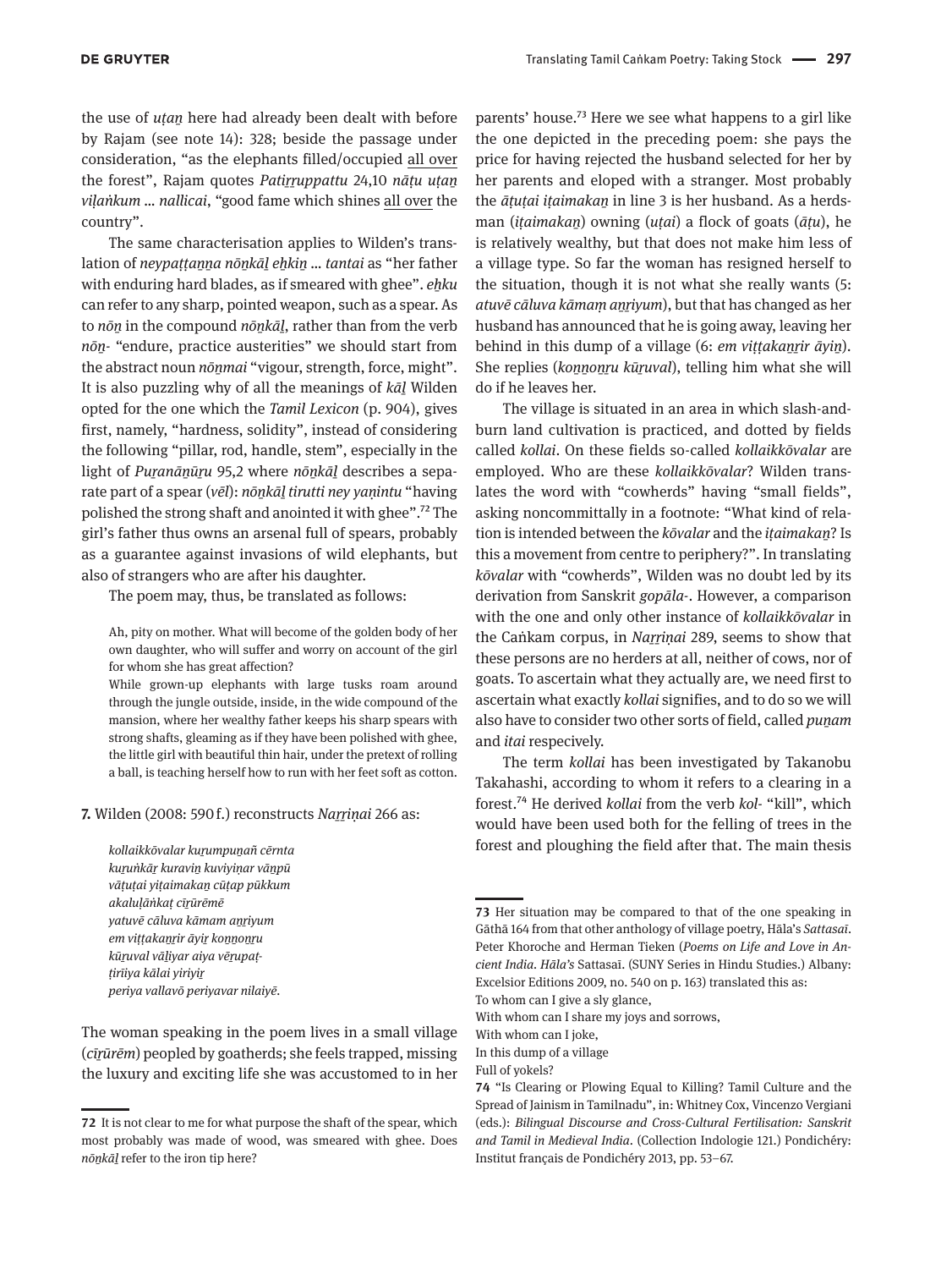the use of *uṭaṉ* here had already been dealt with before by Rajam (see note 14): 328; beside the passage under consideration, "as the elephants filled/occupied all over the forest", Rajam quotes *Patiṟṟuppattu* 24,10 *nāṭu uṭaṉ viḷaṅkum … nallicai*, "good fame which shines all over the country".

The same characterisation applies to Wilden's translation of *neypaṭṭaṉṉa nōṉkāḻ eḵkiṉ … tantai* as "her father with enduring hard blades, as if smeared with ghee". *eḵku* can refer to any sharp, pointed weapon, such as a spear. As to *nōṉ* in the compound *nōṉkāḻ*, rather than from the verb *nōṉ-* "endure, practice austerities" we should start from the abstract noun *nōṉmai* "vigour, strength, force, might". It is also puzzling why of all the meanings of *kāḻ* Wilden opted for the one which the *Tamil Lexicon* (p. 904), gives first, namely, "hardness, solidity", instead of considering the following "pillar, rod, handle, stem", especially in the light of *Puṟanāṉūṟu* 95,2 where *nōṉkāḻ* describes a separate part of a spear (*vēl*): *nōṉkāḻ tirutti ney yaṇintu* "having polished the strong shaft and anointed it with ghee".[72] The girl's father thus owns an arsenal full of spears, probably as a guarantee against invasions of wild elephants, but also of strangers who are after his daughter.

The poem may, thus, be translated as follows:

> Ah, pity on mother. What will become of the golden body of her own daughter, who will suffer and worry on account of the girl for whom she has great affection?
> While grown-up elephants with large tusks roam around through the jungle outside, inside, in the wide compound of the mansion, where her wealthy father keeps his sharp spears with strong shafts, gleaming as if they have been polished with ghee, the little girl with beautiful thin hair, under the pretext of rolling a ball, is teaching herself how to run with her feet soft as cotton.

**7.** Wilden (2008: 590 f.) reconstructs *Naṟṟiṇai* 266 as:

> *kollaikkōvalar kuṟumpuṉañ cērnta*
> *kuṟuṅkāṟ kuraviṉ kuviyiṇar vāṉpū*
> *vāṭuṭai yiṭaimakaṉ cūṭap pūkkum*
> *akaluḷāṅkaṭ ciṟūrēmē*
> *yatuvē cāluva kāmam aṉṟiyum*
> *em viṭṭakaṉṟir āyiṟ koṉṉoṉṟu*
> *kūṟuval vāḻiyar aiya vēṟupaṭ-*
> *ṭiṟīiya kālai yiriyiṟ*
> *periya vallavō periyavar nilaiyē.*

The woman speaking in the poem lives in a small village (*ciṟūrēm*) peopled by goatherds; she feels trapped, missing the luxury and exciting life she was accustomed to in her parents' house.[73] Here we see what happens to a girl like the one depicted in the preceding poem: she pays the price for having rejected the husband selected for her by her parents and eloped with a stranger. Most probably the *āṭuṭai iṭaimakaṉ* in line 3 is her husband. As a herdsman (*iṭaimakaṉ*) owning (*uṭai*) a flock of goats (*āṭu*), he is relatively wealthy, but that does not make him less of a village type. So far the woman has resigned herself to the situation, though it is not what she really wants (5: *atuvē cāluva kāmaṃ aṉṟiyum*), but that has changed as her husband has announced that he is going away, leaving her behind in this dump of a village (6: *em viṭṭakaṉṟir āyiṉ*). She replies (*koṉṉoṉṟu kūṟuval*), telling him what she will do if he leaves her.

The village is situated in an area in which slash-and-burn land cultivation is practiced, and dotted by fields called *kollai*. On these fields so-called *kollaikkōvalar* are employed. Who are these *kollaikkōvalar*? Wilden translates the word with "cowherds" having "small fields", asking noncommittally in a footnote: "What kind of relation is intended between the *kōvalar* and the *iṭaimakaṉ*? Is this a movement from centre to periphery?". In translating *kōvalar* with "cowherds", Wilden was no doubt led by its derivation from Sanskrit *gopāla-*. However, a comparison with the one and only other instance of *kollaikkōvalar* in the Caṅkam corpus, in *Naṟṟiṇai* 289, seems to show that these persons are no herders at all, neither of cows, nor of goats. To ascertain what they actually are, we need first to ascertain what exactly *kollai* signifies, and to do so we will also have to consider two other sorts of field, called *puṉam* and *itai* respecively.

The term *kollai* has been investigated by Takanobu Takahashi, according to whom it refers to a clearing in a forest.[74] He derived *kollai* from the verb *kol-* "kill", which would have been used both for the felling of trees in the forest and ploughing the field after that. The main thesis

---

**72** It is not clear to me for what purpose the shaft of the spear, which most probably was made of wood, was smeared with ghee. Does *nōṉkāḻ* refer to the iron tip here?

**73** Her situation may be compared to that of the one speaking in Gāthā 164 from that other anthology of village poetry, Hāla's *Sattasaī*. Peter Khoroche and Herman Tieken (*Poems on Life and Love in Ancient India. Hāla's* Sattasaī. (SUNY Series in Hindu Studies.) Albany: Excelsior Editions 2009, no. 540 on p. 163) translated this as:
To whom can I give a sly glance,
With whom can I share my joys and sorrows,
With whom can I joke,
In this dump of a village
Full of yokels?

**74** "Is Clearing or Plowing Equal to Killing? Tamil Culture and the Spread of Jainism in Tamilnadu", in: Whitney Cox, Vincenzo Vergiani (eds.): *Bilingual Discourse and Cross-Cultural Fertilisation: Sanskrit and Tamil in Medieval India*. (Collection Indologie 121.) Pondichéry: Institut français de Pondichéry 2013, pp. 53–67.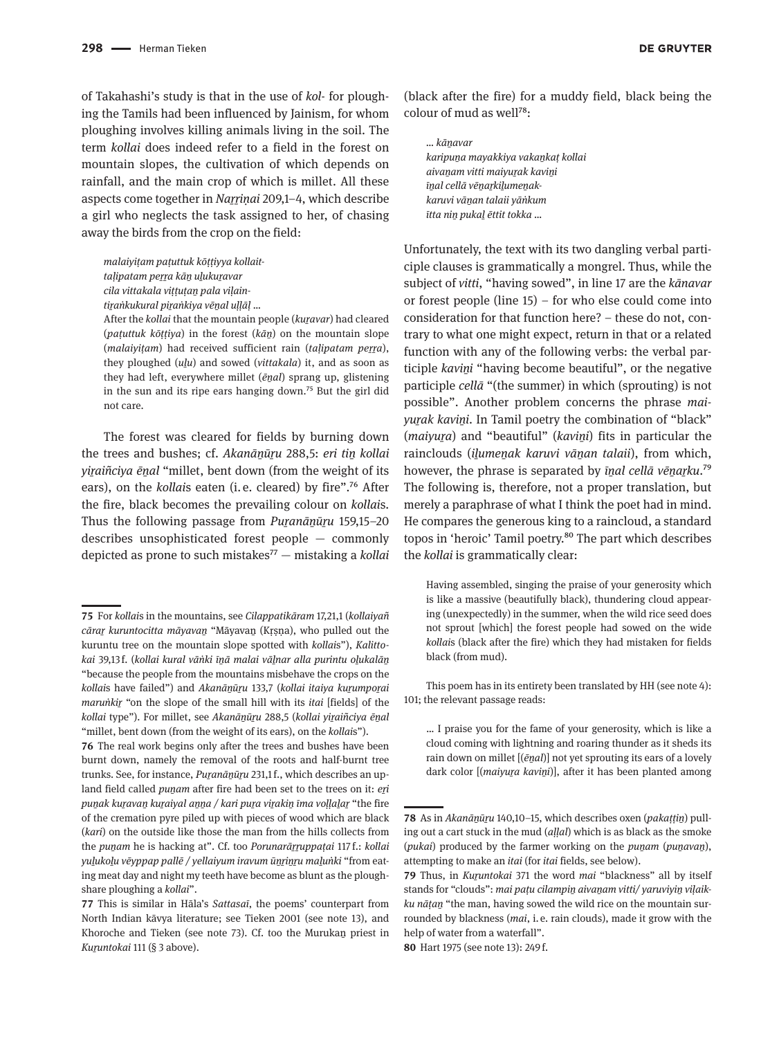of Takahashi's study is that in the use of *kol-* for ploughing the Tamils had been influenced by Jainism, for whom ploughing involves killing animals living in the soil. The term *kollai* does indeed refer to a field in the forest on mountain slopes, the cultivation of which depends on rainfall, and the main crop of which is millet. All these aspects come together in *Naṟṟiṇai* 209,1–4, which describe a girl who neglects the task assigned to her, of chasing away the birds from the crop on the field:

> *malaiyiṭam paṭuttuk kōṭṭiyya kollait-*
> *taḻipatam peṟṟa kāṉ uḻukuṟavar*
> *cila vittakala viṭṭuṭaṉ pala viḷain-*
> *tiṟaṅkukural piṟaṅkiya vēṉal uḷḷāḷ ...*
>
> After the *kollai* that the mountain people (*kuṟavar*) had cleared (*paṭuttuk kōṭṭiya*) in the forest (*kāṉ*) on the mountain slope (*malaiyiṭam*) had received sufficient rain (*taḻipatam peṟṟa*), they ploughed (*uḻu*) and sowed (*vittakala*) it, and as soon as they had left, everywhere millet (*ēṉal*) sprang up, glistening in the sun and its ripe ears hanging down.[75] But the girl did not care.

The forest was cleared for fields by burning down the trees and bushes; cf. *Akanāṉūṟu* 288,5: *eri tiṉ kollai yiṟaiñciya ēṉal* "millet, bent down (from the weight of its ears), on the *kollai*s eaten (i. e. cleared) by fire".[76] After the fire, black becomes the prevailing colour on *kollai*s. Thus the following passage from *Puṟanāṉūṟu* 159,15–20 describes unsophisticated forest people — commonly depicted as prone to such mistakes[77] — mistaking a *kollai* (black after the fire) for a muddy field, black being the colour of mud as well[78]:

> *... kāṉavar*
> *karipuṉa mayakkiya vakaṉkaṭ kollai*
> *aivaṉam vitti maiyuṟak kaviṉi*
> *īṉal cellā vēṉaṟkiḻumeṉak-*
> *karuvi vāṉan talaii yāṅkum*
> *ītta niṉ pukaḻ ēttit tokka ...*

Unfortunately, the text with its two dangling verbal participle clauses is grammatically a mongrel. Thus, while the subject of *vitti*, "having sowed", in line 17 are the *kāṉavar* or forest people (line 15) – for who else could come into consideration for that function here? – these do not, contrary to what one might expect, return in that or a related function with any of the following verbs: the verbal participle *kaviṉi* "having become beautiful", or the negative participle *cellā* "(the summer) in which (sprouting) is not possible". Another problem concerns the phrase *maiyuṟak kaviṉi*. In Tamil poetry the combination of "black" (*maiyuṟa*) and "beautiful" (*kaviṉi*) fits in particular the rainclouds (*iḻumeṉak karuvi vāṉan talaii*), from which, however, the phrase is separated by *īṉal cellā vēṉaṟku*.[79] The following is, therefore, not a proper translation, but merely a paraphrase of what I think the poet had in mind. He compares the generous king to a raincloud, a standard topos in 'heroic' Tamil poetry.[80] The part which describes the *kollai* is grammatically clear:

> Having assembled, singing the praise of your generosity which is like a massive (beautifully black), thundering cloud appearing (unexpectedly) in the summer, when the wild rice seed does not sprout [which] the forest people had sowed on the wide *kollai*s (black after the fire) which they had mistaken for fields black (from mud).

This poem has in its entirety been translated by HH (see note 4): 101; the relevant passage reads:

> ... I praise you for the fame of your generosity, which is like a cloud coming with lightning and roaring thunder as it sheds its rain down on millet [(*ēṉal*)] not yet sprouting its ears of a lovely dark color [(*maiyuṟa kaviṉi*)], after it has been planted among

---

**75** For *kollai*s in the mountains, see *Cilappatikāram* 17,21,1 (*kollaiyañ cāraṟ kuruntocitta māyavaṉ* "Māyavaṉ (Kṛṣṇa), who pulled out the kuruntu tree on the mountain slope spotted with *kollai*s"), *Kalittokai* 39,13 f. (*kollai kural vāṅki īṉā malai vāḻnar alla purintu oḻukalāṉ* "because the people from the mountains misbehave the crops on the *kollai*s have failed") and *Akanāṉūṟu* 133,7 (*kollai itaiya kuṟumpoṟai maruṅkiṟ* "on the slope of the small hill with its *itai* [fields] of the *kollai* type"). For millet, see *Akanāṉūṟu* 288,5 (*kollai yiṟaiñciya ēṉal* "millet, bent down (from the weight of its ears), on the *kollai*s").

**76** The real work begins only after the trees and bushes have been burnt down, namely the removal of the roots and half-burnt tree trunks. See, for instance, *Puṟanāṉūṟu* 231,1 f., which describes an upland field called *puṉam* after fire had been set to the trees on it: *eri puṉak kuṟavaṉ kuṟaiyal aṉṉa / kari puṟa viṟakiṉ īma voḷḷaḻaṟ* "the fire of the cremation pyre piled up with pieces of wood which are black (*kari*) on the outside like those the man from the hills collects from the *puṉam* he is hacking at". Cf. too *Porunarāṟṟuppaṭai* 117 f.: *kollai yuḻukoḻu vēyppap pallē / yellaiyum iravum ūṉṟiṉṟu maḻuṅki* "from eating meat day and night my teeth have become as blunt as the ploughshare ploughing a *kollai*".

**77** This is similar in Hāla's *Sattasaī*, the poems' counterpart from North Indian kāvya literature; see Tieken 2001 (see note 13), and Khoroche and Tieken (see note 73). Cf. too the Murukaṉ priest in *Kuṟuntokai* 111 (§ 3 above).

**78** As in *Akanāṉūṟu* 140,10–15, which describes oxen (*pakaṭṭiṉ*) pulling out a cart stuck in the mud (*aḷḷal*) which is as black as the smoke (*pukai*) produced by the farmer working on the *puṉam* (*puṉavaṉ*), attempting to make an *itai* (for *itai* fields, see below).

**79** Thus, in *Kuṟuntokai* 371 the word *mai* "blackness" all by itself stands for "clouds": *mai paṭu cilampiṉ aivaṉam vitti/ yaruviyiṉ viḷaikku nāṭaṉ* "the man, having sowed the wild rice on the mountain surrounded by blackness (*mai*, i. e. rain clouds), made it grow with the help of water from a waterfall".

**80** Hart 1975 (see note 13): 249 f.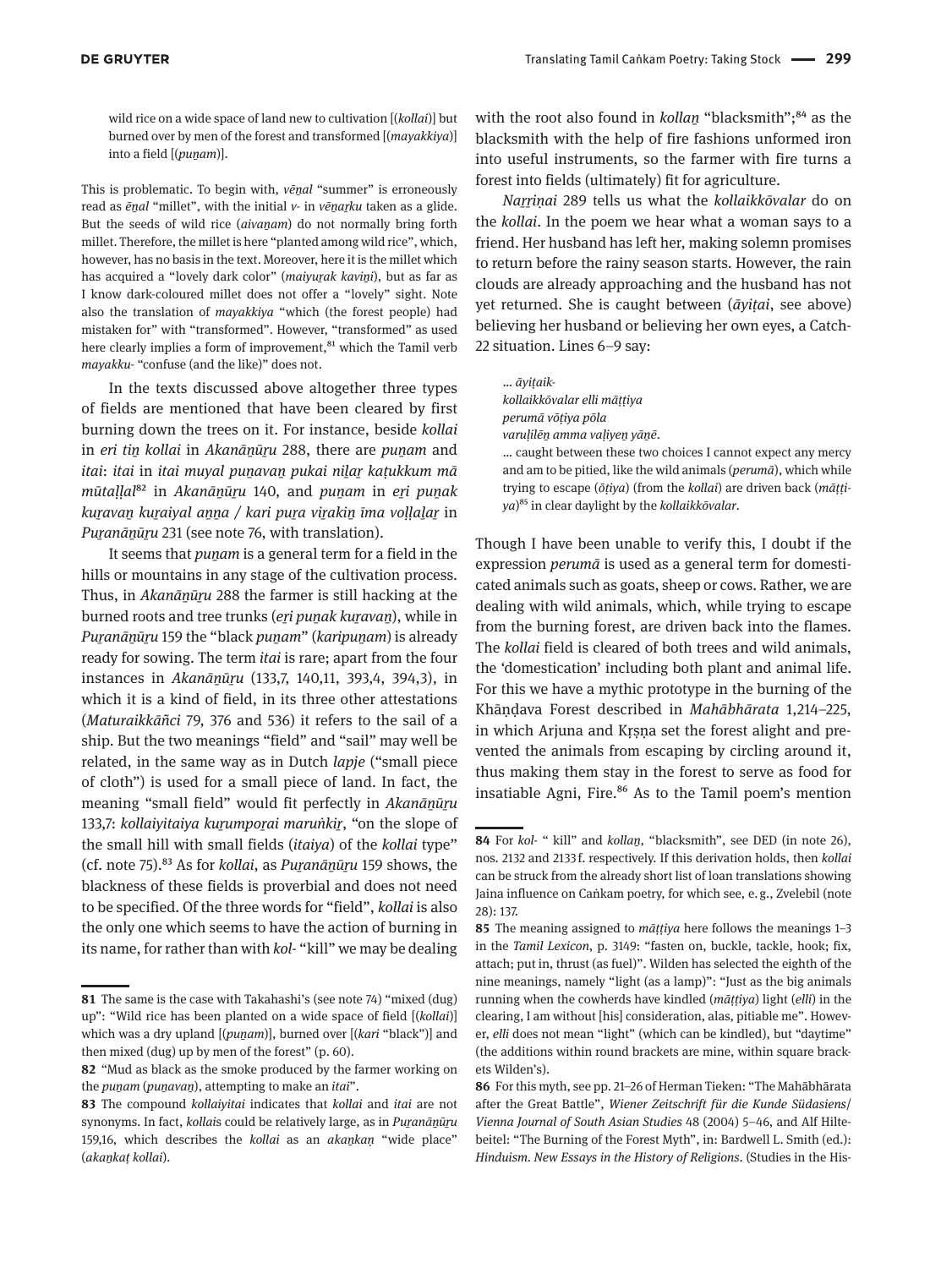> wild rice on a wide space of land new to cultivation [(*kollai*)] but burned over by men of the forest and transformed [(*mayakkiya*)] into a field [(*puṉam*)].

This is problematic. To begin with, *vēṉal* "summer" is erroneously read as *ēṉal* "millet", with the initial *v-* in *vēṉaṟku* taken as a glide. But the seeds of wild rice (*aivaṉam*) do not normally bring forth millet. Therefore, the millet is here "planted among wild rice", which, however, has no basis in the text. Moreover, here it is the millet which has acquired a "lovely dark color" (*maiyuṟak kaviṉi*), but as far as I know dark-coloured millet does not offer a "lovely" sight. Note also the translation of *mayakkiya* "which (the forest people) had mistaken for" with "transformed". However, "transformed" as used here clearly implies a form of improvement,[81] which the Tamil verb *mayakku-* "confuse (and the like)" does not.

In the texts discussed above altogether three types of fields are mentioned that have been cleared by first burning down the trees on it. For instance, beside *kollai* in *eri tiṉ kollai* in *Akanāṉūṟu* 288, there are *puṉam* and *itai*: *itai* in *itai muyal puṉavaṉ pukai niḻaṟ kaṭukkum mā mūtaḷḷal*[82] in *Akanāṉūṟu* 140, and *puṉam* in *eṟi puṉak kuṟavaṉ kuṟaiyal aṉṉa / kari puṟa viṟakiṉ īma voḷḷaḻar* in *Puṟanāṉūṟu* 231 (see note 76, with translation).

It seems that *puṉam* is a general term for a field in the hills or mountains in any stage of the cultivation process. Thus, in *Akanāṉūṟu* 288 the farmer is still hacking at the burned roots and tree trunks (*eṟi puṉak kuṟavaṉ*), while in *Puṟanāṉūṟu* 159 the "black *puṉam*" (*karipuṉam*) is already ready for sowing. The term *itai* is rare; apart from the four instances in *Akanāṉūṟu* (133,7, 140,11, 393,4, 394,3), in which it is a kind of field, in its three other attestations (*Maturaikkāñci* 79, 376 and 536) it refers to the sail of a ship. But the two meanings "field" and "sail" may well be related, in the same way as in Dutch *lapje* ("small piece of cloth") is used for a small piece of land. In fact, the meaning "small field" would fit perfectly in *Akanāṉūṟu* 133,7: *kollaiyitaiya kuṟumpoṟai maruṅkiṟ*, "on the slope of the small hill with small fields (*itaiya*) of the *kollai* type" (cf. note 75).[83] As for *kollai*, as *Puṟanāṉūṟu* 159 shows, the blackness of these fields is proverbial and does not need to be specified. Of the three words for "field", *kollai* is also the only one which seems to have the action of burning in its name, for rather than with *kol-* "kill" we may be dealing with the root also found in *kollaṉ* "blacksmith";[84] as the blacksmith with the help of fire fashions unformed iron into useful instruments, so the farmer with fire turns a forest into fields (ultimately) fit for agriculture.

*Naṟṟiṇai* 289 tells us what the *kollaikkōvalar* do on the *kollai*. In the poem we hear what a woman says to a friend. Her husband has left her, making solemn promises to return before the rainy season starts. However, the rain clouds are already approaching and the husband has not yet returned. She is caught between (*āyiṭai*, see above) believing her husband or believing her own eyes, a Catch-22 situation. Lines 6–9 say:

> … *āyiṭaik-*
> *kollaikkōvalar elli māṭṭiya*
> *perumā vōṭiya pōla*
> *varuḷilēṉ amma vaḷiyeṉ yāṉē.*
> … caught between these two choices I cannot expect any mercy and am to be pitied, like the wild animals (*perumā*), which while trying to escape (*ōṭiya*) (from the *kollai*) are driven back (*māṭṭiya*)[85] in clear daylight by the *kollaikkōvalar*.

Though I have been unable to verify this, I doubt if the expression *perumā* is used as a general term for domesticated animals such as goats, sheep or cows. Rather, we are dealing with wild animals, which, while trying to escape from the burning forest, are driven back into the flames. The *kollai* field is cleared of both trees and wild animals, the 'domestication' including both plant and animal life. For this we have a mythic prototype in the burning of the Khāṇḍava Forest described in *Mahābhārata* 1,214–225, in which Arjuna and Kṛṣṇa set the forest alight and prevented the animals from escaping by circling around it, thus making them stay in the forest to serve as food for insatiable Agni, Fire.[86] As to the Tamil poem's mention

---

**81** The same is the case with Takahashi's (see note 74) "mixed (dug) up": "Wild rice has been planted on a wide space of field [(*kollai*)] which was a dry upland [(*puṉam*)], burned over [(*kari* "black")] and then mixed (dug) up by men of the forest" (p. 60).

**82** "Mud as black as the smoke produced by the farmer working on the *puṉam* (*puṉavaṉ*), attempting to make an *itai*".

**83** The compound *kollaiyitai* indicates that *kollai* and *itai* are not synonyms. In fact, *kollai*s could be relatively large, as in *Puṟanāṉūṟu* 159,16, which describes the *kollai* as an *akaṉkaṉ* "wide place" (*akaṉkaṭ kollai*).

**84** For *kol-* " kill" and *kollaṉ*, "blacksmith", see DED (in note 26), nos. 2132 and 2133 f. respectively. If this derivation holds, then *kollai* can be struck from the already short list of loan translations showing Jaina influence on Caṅkam poetry, for which see, e. g., Zvelebil (note 28): 137.

**85** The meaning assigned to *māṭṭiya* here follows the meanings 1–3 in the *Tamil Lexicon*, p. 3149: "fasten on, buckle, tackle, hook; fix, attach; put in, thrust (as fuel)". Wilden has selected the eighth of the nine meanings, namely "light (as a lamp)": "Just as the big animals running when the cowherds have kindled (*māṭṭiya*) light (*elli*) in the clearing, I am without [his] consideration, alas, pitiable me". However, *elli* does not mean "light" (which can be kindled), but "daytime" (the additions within round brackets are mine, within square brackets Wilden's).

**86** For this myth, see pp. 21–26 of Herman Tieken: "The Mahābhārata after the Great Battle", *Wiener Zeitschrift für die Kunde Südasiens/Vienna Journal of South Asian Studies* 48 (2004) 5–46, and Alf Hiltebeitel: "The Burning of the Forest Myth", in: Bardwell L. Smith (ed.): *Hinduism. New Essays in the History of Religions*. (Studies in the His-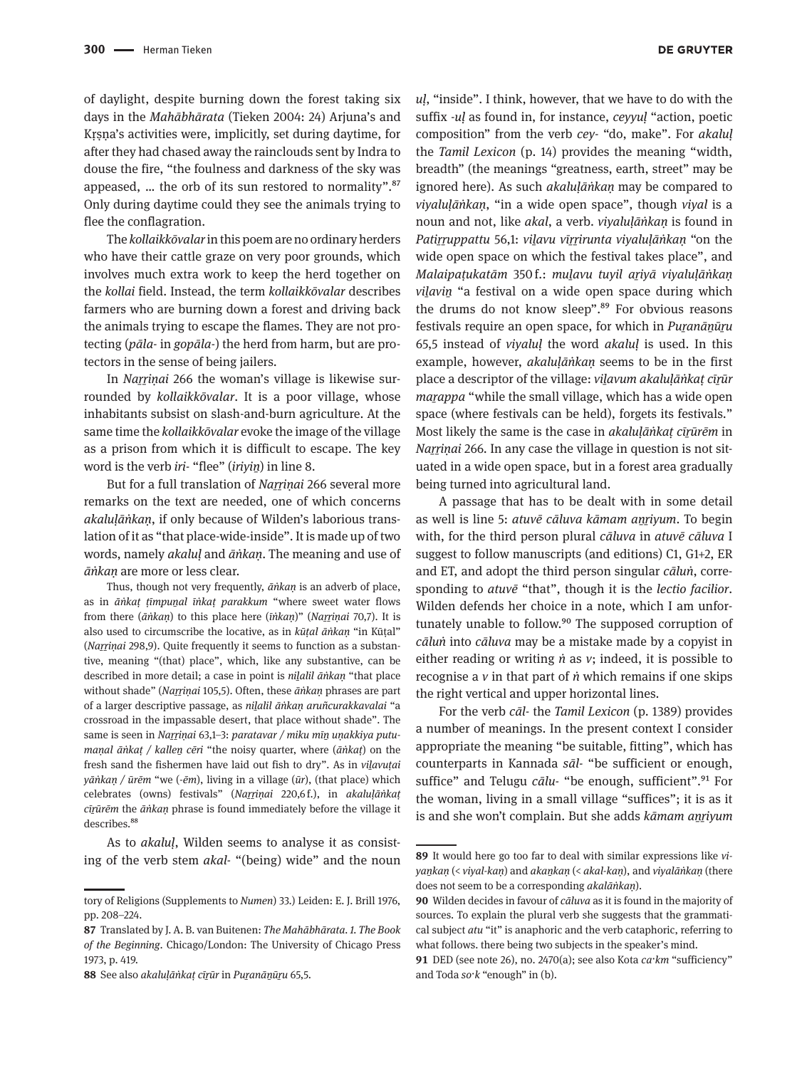of daylight, despite burning down the forest taking six days in the *Mahābhārata* (Tieken 2004: 24) Arjuna's and Kṛṣṇa's activities were, implicitly, set during daytime, for after they had chased away the rainclouds sent by Indra to douse the fire, "the foulness and darkness of the sky was appeased, … the orb of its sun restored to normality".[87] Only during daytime could they see the animals trying to flee the conflagration.

The *kollaikkōvalar* in this poem are no ordinary herders who have their cattle graze on very poor grounds, which involves much extra work to keep the herd together on the *kollai* field. Instead, the term *kollaikkōvalar* describes farmers who are burning down a forest and driving back the animals trying to escape the flames. They are not protecting (*pāla-* in *gopāla-*) the herd from harm, but are protectors in the sense of being jailers.

In *Naṟṟiṇai* 266 the woman's village is likewise surrounded by *kollaikkōvalar*. It is a poor village, whose inhabitants subsist on slash-and-burn agriculture. At the same time the *kollaikkōvalar* evoke the image of the village as a prison from which it is difficult to escape. The key word is the verb *iri-* "flee" (*iriyiṉ*) in line 8.

But for a full translation of *Naṟṟiṇai* 266 several more remarks on the text are needed, one of which concerns *akaluḷāṅkaṇ*, if only because of Wilden's laborious translation of it as "that place-wide-inside". It is made up of two words, namely *akaluḷ* and *āṅkaṇ*. The meaning and use of *āṅkaṇ* are more or less clear.

> Thus, though not very frequently, *āṅkaṇ* is an adverb of place, as in *āṅkaṭ ṭīmpuṉal īṅkaṭ parakkum* "where sweet water flows from there (*āṅkaṇ*) to this place here (*īṅkaṇ*)" (*Naṟṟiṇai* 70,7). It is also used to circumscribe the locative, as in *kūṭal āṅkaṇ* "in Kūṭal" (*Naṟṟiṇai* 298,9). Quite frequently it seems to function as a substantive, meaning "(that) place", which, like any substantive, can be described in more detail; a case in point is *niḻalil āṅkaṇ* "that place without shade" (*Naṟṟiṇai* 105,5). Often, these *āṅkaṇ* phrases are part of a larger descriptive passage, as *niḻalil āṅkaṇ aruñcurakkavalai* "a crossroad in the impassable desert, that place without shade". The same is seen in *Naṟṟiṇai* 63,1–3: *paratavar / miku mīṉ uṇakkiya putumaṇal āṅkaṭ / kalleṉ cēri* "the noisy quarter, where (*āṅkaṭ*) on the fresh sand the fishermen have laid out fish to dry". As in *viḻavuṭai yāṅkaṇ / ūrēm* "we (-*ēm*), living in a village (*ūr*), (that place) which celebrates (owns) festivals" (*Naṟṟiṇai* 220,6 f.), in *akaluḷāṅkaṭ ciṟūrēm* the *āṅkaṇ* phrase is found immediately before the village it describes.[88]

As to *akaluḷ*, Wilden seems to analyse it as consisting of the verb stem *akal-* "(being) wide" and the noun *uḷ*, "inside". I think, however, that we have to do with the suffix *-uḷ* as found in, for instance, *ceyyuḷ* "action, poetic composition" from the verb *cey-* "do, make". For *akaluḷ* the *Tamil Lexicon* (p. 14) provides the meaning "width, breadth" (the meanings "greatness, earth, street" may be ignored here). As such *akaluḷāṅkaṇ* may be compared to *viyaluḷāṅkaṇ*, "in a wide open space", though *viyal* is a noun and not, like *akal*, a verb. *viyaluḷāṅkaṇ* is found in *Patiṟṟuppattu* 56,1: *viḻavu vīṟṟirunta viyaluḷāṅkaṇ* "on the wide open space on which the festival takes place", and *Malaipaṭukatām* 350 f.: *muḻavu tuyil aṟiyā viyaluḷāṅkaṇ viḻaviṉ* "a festival on a wide open space during which the drums do not know sleep".[89] For obvious reasons festivals require an open space, for which in *Puṟanāṉūṟu* 65,5 instead of *viyaluḷ* the word *akaluḷ* is used. In this example, however, *akaluḷāṅkaṇ* seems to be in the first place a descriptor of the village: *viḻavum akaluḷāṅkaṭ ciṟūr maṟappa* "while the small village, which has a wide open space (where festivals can be held), forgets its festivals." Most likely the same is the case in *akaluḷāṅkaṭ ciṟūrēm* in *Naṟṟiṇai* 266. In any case the village in question is not situated in a wide open space, but in a forest area gradually being turned into agricultural land.

A passage that has to be dealt with in some detail as well is line 5: *atuvē cāluva kāmam aṉṟiyum*. To begin with, for the third person plural *cāluva* in *atuvē cāluva* I suggest to follow manuscripts (and editions) C1, G1+2, ER and ET, and adopt the third person singular *cāluṅ*, corresponding to *atuvē* "that", though it is the *lectio facilior*. Wilden defends her choice in a note, which I am unfortunately unable to follow.[90] The supposed corruption of *cāluṅ* into *cāluva* may be a mistake made by a copyist in either reading or writing *ṅ* as *v*; indeed, it is possible to recognise a *v* in that part of *ṅ* which remains if one skips the right vertical and upper horizontal lines.

For the verb *cāl-* the *Tamil Lexicon* (p. 1389) provides a number of meanings. In the present context I consider appropriate the meaning "be suitable, fitting", which has counterparts in Kannada *sāl-* "be sufficient or enough, suffice" and Telugu *cālu-* "be enough, sufficient".[91] For the woman, living in a small village "suffices"; it is as it is and she won't complain. But she adds *kāmam aṉṟiyum*

---

tory of Religions (Supplements to *Numen*) 33.) Leiden: E. J. Brill 1976, pp. 208–224.

87 Translated by J. A. B. van Buitenen: *The Mahābhārata. 1. The Book of the Beginning*. Chicago/London: The University of Chicago Press 1973, p. 419.

88 See also *akaluḷāṅkaṭ ciṟūr* in *Puṟanāṉūṟu* 65,5.

89 It would here go too far to deal with similar expressions like *viyaṉkaṇ* (< *viyal-kaṇ*) and *akaṉkaṇ* (< *akal-kaṇ*), and *viyalāṅkaṇ* (there does not seem to be a corresponding *akalāṅkaṇ*).

90 Wilden decides in favour of *cāluva* as it is found in the majority of sources. To explain the plural verb she suggests that the grammatical subject *atu* "it" is anaphoric and the verb cataphoric, referring to what follows. there being two subjects in the speaker's mind.

91 DED (see note 26), no. 2470(a); see also Kota *ca·km* "sufficiency" and Toda *so·k* "enough" in (b).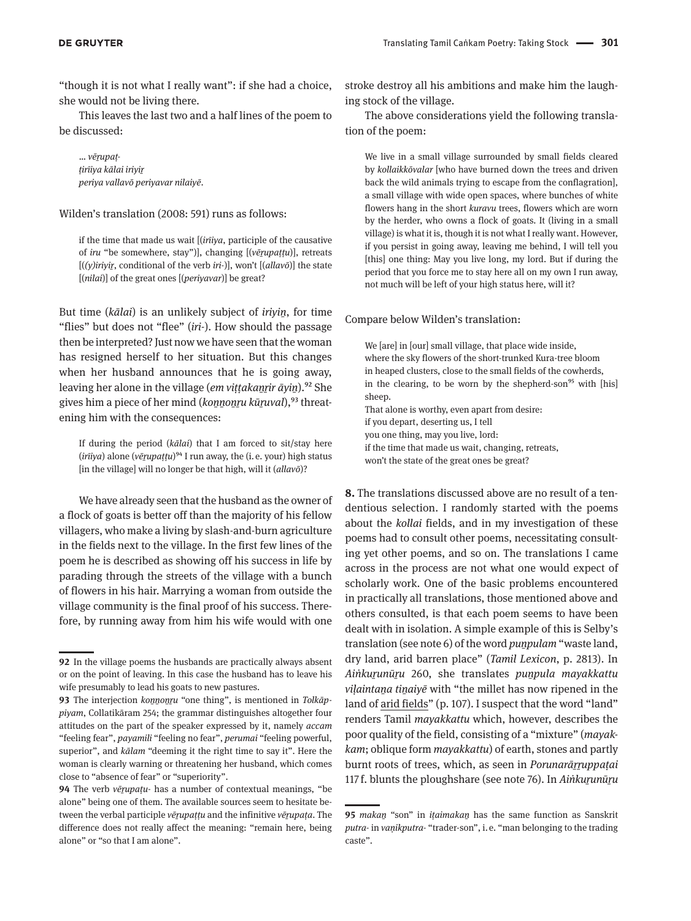"though it is not what I really want": if she had a choice, she would not be living there.

This leaves the last two and a half lines of the poem to be discussed:

> … *vēṟupaṭ-*
> *ṭirīiya kālai iriyiṟ*
> *periya vallavō periyavar nilaiyē.*

Wilden's translation (2008: 591) runs as follows:

> if the time that made us wait [(*irīiya*, participle of the causative of *iru* "be somewhere, stay")], changing [(*vēṟupaṭṭu*)], retreats [(*(y)iriyiṟ*, conditional of the verb *iri-*)], won't [(*allavō*)] the state [(*nilai*)] of the great ones [(*periyavar*)] be great?

But time (*kālai*) is an unlikely subject of *iriyiṉ*, for time "flies" but does not "flee" (*iri-*). How should the passage then be interpreted? Just now we have seen that the woman has resigned herself to her situation. But this changes when her husband announces that he is going away, leaving her alone in the village (*em viṭṭakaṉṟir āyiṉ*).[92] She gives him a piece of her mind (*koṉṉoṉṟu kūṟuval*),[93] threatening him with the consequences:

> If during the period (*kālai*) that I am forced to sit/stay here (*irīiya*) alone (*vēṟupaṭṭu*)[94] I run away, the (i. e. your) high status [in the village] will no longer be that high, will it (*allavō*)?

We have already seen that the husband as the owner of a flock of goats is better off than the majority of his fellow villagers, who make a living by slash-and-burn agriculture in the fields next to the village. In the first few lines of the poem he is described as showing off his success in life by parading through the streets of the village with a bunch of flowers in his hair. Marrying a woman from outside the village community is the final proof of his success. Therefore, by running away from him his wife would with one stroke destroy all his ambitions and make him the laughing stock of the village.

The above considerations yield the following translation of the poem:

> We live in a small village surrounded by small fields cleared by *kollaikkōvalar* [who have burned down the trees and driven back the wild animals trying to escape from the conflagration], a small village with wide open spaces, where bunches of white flowers hang in the short *kuravu* trees, flowers which are worn by the herder, who owns a flock of goats. It (living in a small village) is what it is, though it is not what I really want. However, if you persist in going away, leaving me behind, I will tell you [this] one thing: May you live long, my lord. But if during the period that you force me to stay here all on my own I run away, not much will be left of your high status here, will it?

Compare below Wilden's translation:

> We [are] in [our] small village, that place wide inside,
> where the sky flowers of the short-trunked Kura-tree bloom
> in heaped clusters, close to the small fields of the cowherds,
> in the clearing, to be worn by the shepherd-son[95] with [his] sheep.
> That alone is worthy, even apart from desire:
> if you depart, deserting us, I tell
> you one thing, may you live, lord:
> if the time that made us wait, changing, retreats,
> won't the state of the great ones be great?

**8.** The translations discussed above are no result of a tendentious selection. I randomly started with the poems about the *kollai* fields, and in my investigation of these poems had to consult other poems, necessitating consulting yet other poems, and so on. The translations I came across in the process are not what one would expect of scholarly work. One of the basic problems encountered in practically all translations, those mentioned above and others consulted, is that each poem seems to have been dealt with in isolation. A simple example of this is Selby's translation (see note 6) of the word *puṉpulam* "waste land, dry land, arid barren place" (*Tamil Lexicon*, p. 2813). In *Aiṅkuṟunūṟu* 260, she translates *puṉpula mayakkattu viḷaintaṉa tiṉaiyē* with "the millet has now ripened in the land of <u>arid fields</u>" (p. 107). I suspect that the word "land" renders Tamil *mayakkattu* which, however, describes the poor quality of the field, consisting of a "mixture" (*mayakkam*; oblique form *mayakkattu*) of earth, stones and partly burnt roots of trees, which, as seen in *Porunarāṟṟuppaṭai* 117 f. blunts the ploughshare (see note 76). In *Aiṅkuṟunūṟu*

---

**92** In the village poems the husbands are practically always absent or on the point of leaving. In this case the husband has to leave his wife presumably to lead his goats to new pastures.

**93** The interjection *koṉṉoṉṟu* "one thing", is mentioned in *Tolkāppiyam*, Collatikāram 254; the grammar distinguishes altogether four attitudes on the part of the speaker expressed by it, namely *accam* "feeling fear", *payamili* "feeling no fear", *perumai* "feeling powerful, superior", and *kālam* "deeming it the right time to say it". Here the woman is clearly warning or threatening her husband, which comes close to "absence of fear" or "superiority".

**94** The verb *vēṟupaṭu-* has a number of contextual meanings, "be alone" being one of them. The available sources seem to hesitate between the verbal participle *vēṟupaṭṭu* and the infinitive *vēṟupaṭa*. The difference does not really affect the meaning: "remain here, being alone" or "so that I am alone".

**95** *makaṉ* "son" in *iṭaimakaṉ* has the same function as Sanskrit *putra-* in *vaṇikputra-* "trader-son", i. e. "man belonging to the trading caste".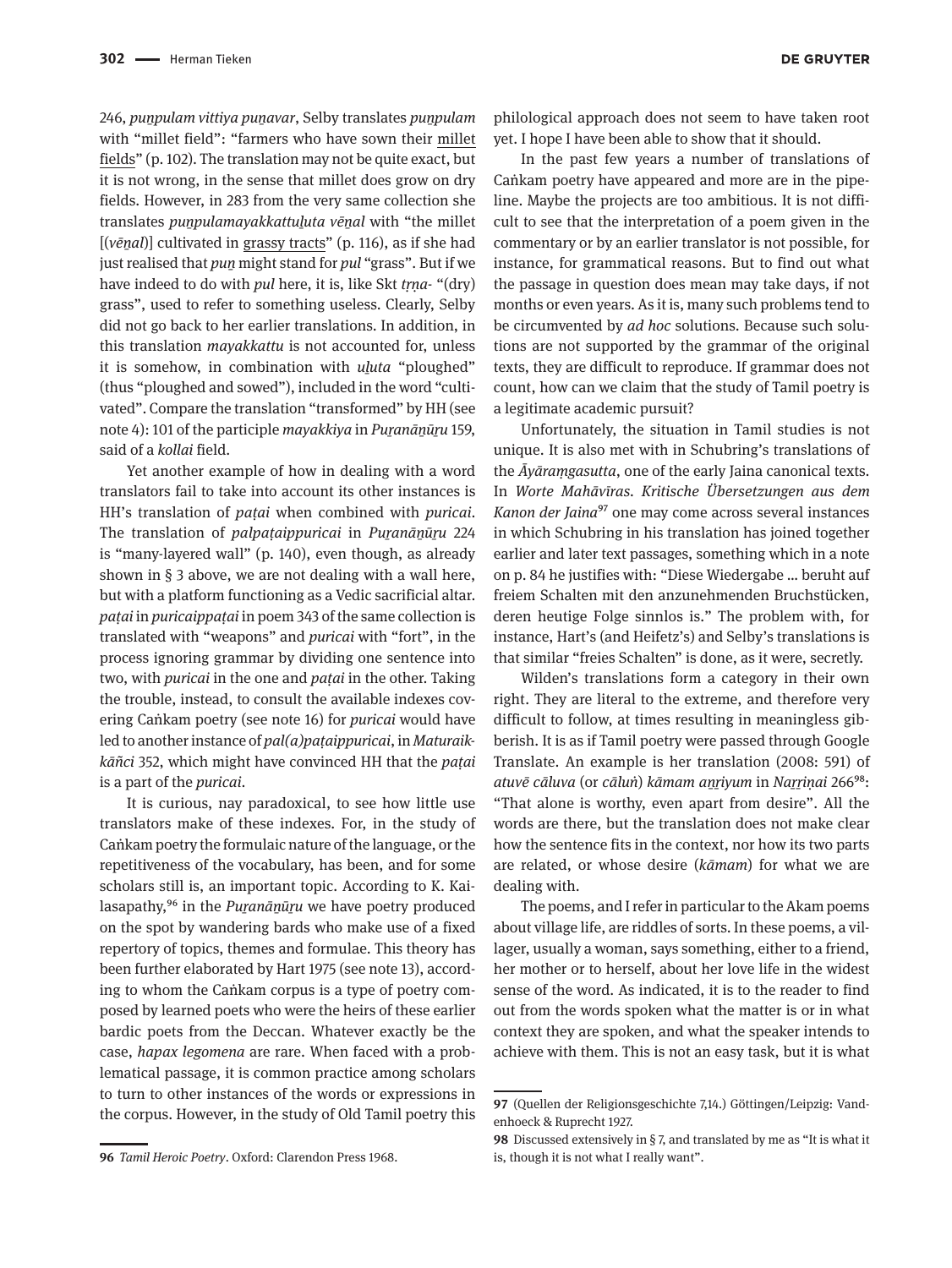246, *puṉpulam vittiya puṉavar*, Selby translates *puṉpulam* with "millet field": "farmers who have sown their millet fields" (p. 102). The translation may not be quite exact, but it is not wrong, in the sense that millet does grow on dry fields. However, in 283 from the very same collection she translates *puṉpulamayakkattuḻuta vēṉal* with "the millet [(*vēṉal*)] cultivated in grassy tracts" (p. 116), as if she had just realised that *puṉ* might stand for *pul* "grass". But if we have indeed to do with *pul* here, it is, like Skt *tṛṇa-* "(dry) grass", used to refer to something useless. Clearly, Selby did not go back to her earlier translations. In addition, in this translation *mayakkattu* is not accounted for, unless it is somehow, in combination with *uḻuta* "ploughed" (thus "ploughed and sowed"), included in the word "cultivated". Compare the translation "transformed" by HH (see note 4): 101 of the participle *mayakkiya* in *Puṟanāṉūṟu* 159, said of a *kollai* field.

Yet another example of how in dealing with a word translators fail to take into account its other instances is HH's translation of *paṭai* when combined with *puricai*. The translation of *palpaṭaippuricai* in *Puṟanāṉūṟu* 224 is "many-layered wall" (p. 140), even though, as already shown in § 3 above, we are not dealing with a wall here, but with a platform functioning as a Vedic sacrificial altar. *paṭai* in *puricaippaṭai* in poem 343 of the same collection is translated with "weapons" and *puricai* with "fort", in the process ignoring grammar by dividing one sentence into two, with *puricai* in the one and *paṭai* in the other. Taking the trouble, instead, to consult the available indexes covering Caṅkam poetry (see note 16) for *puricai* would have led to another instance of *pal(a)paṭaippuricai*, in *Maturaikkāñci* 352, which might have convinced HH that the *paṭai* is a part of the *puricai*.

It is curious, nay paradoxical, to see how little use translators make of these indexes. For, in the study of Caṅkam poetry the formulaic nature of the language, or the repetitiveness of the vocabulary, has been, and for some scholars still is, an important topic. According to K. Kailasapathy,[96] in the *Puṟanāṉūṟu* we have poetry produced on the spot by wandering bards who make use of a fixed repertory of topics, themes and formulae. This theory has been further elaborated by Hart 1975 (see note 13), according to whom the Caṅkam corpus is a type of poetry composed by learned poets who were the heirs of these earlier bardic poets from the Deccan. Whatever exactly be the case, *hapax legomena* are rare. When faced with a problematical passage, it is common practice among scholars to turn to other instances of the words or expressions in the corpus. However, in the study of Old Tamil poetry this philological approach does not seem to have taken root yet. I hope I have been able to show that it should.

In the past few years a number of translations of Caṅkam poetry have appeared and more are in the pipeline. Maybe the projects are too ambitious. It is not difficult to see that the interpretation of a poem given in the commentary or by an earlier translator is not possible, for instance, for grammatical reasons. But to find out what the passage in question does mean may take days, if not months or even years. As it is, many such problems tend to be circumvented by *ad hoc* solutions. Because such solutions are not supported by the grammar of the original texts, they are difficult to reproduce. If grammar does not count, how can we claim that the study of Tamil poetry is a legitimate academic pursuit?

Unfortunately, the situation in Tamil studies is not unique. It is also met with in Schubring's translations of the *Āyāraṃgasutta*, one of the early Jaina canonical texts. In *Worte Mahāvīras. Kritische Übersetzungen aus dem Kanon der Jaina*[97] one may come across several instances in which Schubring in his translation has joined together earlier and later text passages, something which in a note on p. 84 he justifies with: "Diese Wiedergabe … beruht auf freiem Schalten mit den anzunehmenden Bruchstücken, deren heutige Folge sinnlos is." The problem with, for instance, Hart's (and Heifetz's) and Selby's translations is that similar "freies Schalten" is done, as it were, secretly.

Wilden's translations form a category in their own right. They are literal to the extreme, and therefore very difficult to follow, at times resulting in meaningless gibberish. It is as if Tamil poetry were passed through Google Translate. An example is her translation (2008: 591) of *atuvē cāluva* (or *cāluṅ*) *kāmam aṉṟiyum* in *Naṟṟiṇai* 266[98]: "That alone is worthy, even apart from desire". All the words are there, but the translation does not make clear how the sentence fits in the context, nor how its two parts are related, or whose desire (*kāmam*) for what we are dealing with.

The poems, and I refer in particular to the Akam poems about village life, are riddles of sorts. In these poems, a villager, usually a woman, says something, either to a friend, her mother or to herself, about her love life in the widest sense of the word. As indicated, it is to the reader to find out from the words spoken what the matter is or in what context they are spoken, and what the speaker intends to achieve with them. This is not an easy task, but it is what

---

96 *Tamil Heroic Poetry*. Oxford: Clarendon Press 1968.

97 (Quellen der Religionsgeschichte 7,14.) Göttingen/Leipzig: Vandenhoeck & Ruprecht 1927.

98 Discussed extensively in § 7, and translated by me as "It is what it is, though it is not what I really want".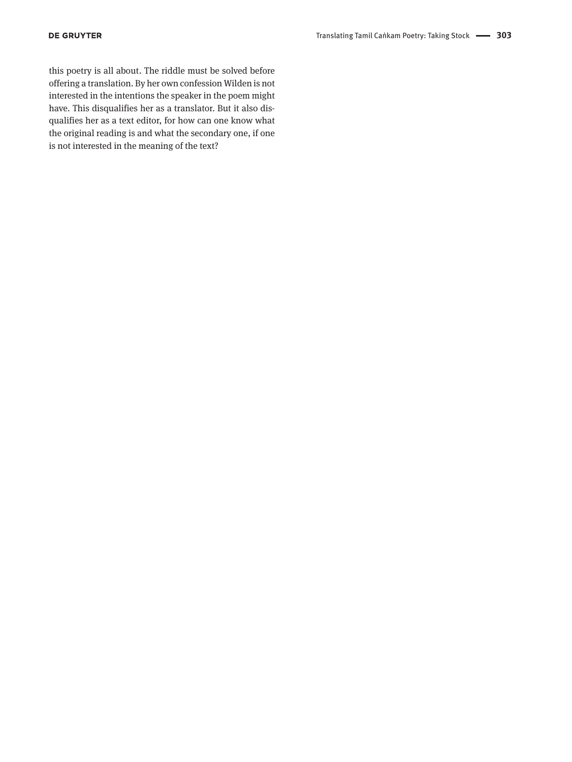this poetry is all about. The riddle must be solved before offering a translation. By her own confession Wilden is not interested in the intentions the speaker in the poem might have. This disqualifies her as a translator. But it also disqualifies her as a text editor, for how can one know what the original reading is and what the secondary one, if one is not interested in the meaning of the text?